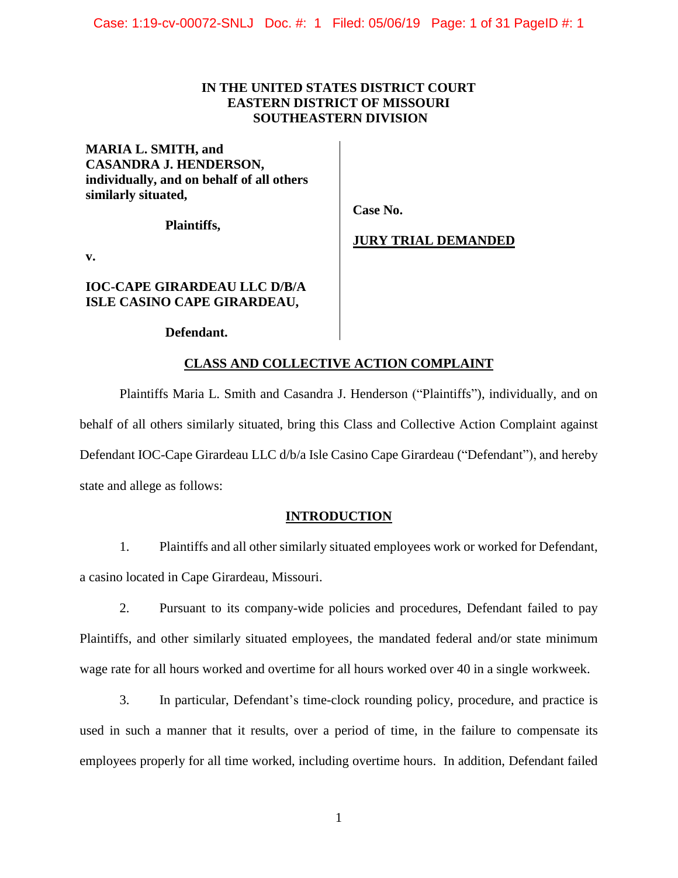**IN THE UNITED STATES DISTRICT COURT**
**EASTERN DISTRICT OF MISSOURI**
**SOUTHEASTERN DIVISION**

**MARIA L. SMITH, and CASANDRA J. HENDERSON, individually, and on behalf of all others similarly situated,**

**Plaintiffs,**

**v.**

**IOC-CAPE GIRARDEAU LLC D/B/A ISLE CASINO CAPE GIRARDEAU,**

**Defendant.**

**Case No.**

**JURY TRIAL DEMANDED**

## CLASS AND COLLECTIVE ACTION COMPLAINT

Plaintiffs Maria L. Smith and Casandra J. Henderson ("Plaintiffs"), individually, and on behalf of all others similarly situated, bring this Class and Collective Action Complaint against Defendant IOC-Cape Girardeau LLC d/b/a Isle Casino Cape Girardeau ("Defendant"), and hereby state and allege as follows:

## INTRODUCTION

1. Plaintiffs and all other similarly situated employees work or worked for Defendant, a casino located in Cape Girardeau, Missouri.

2. Pursuant to its company-wide policies and procedures, Defendant failed to pay Plaintiffs, and other similarly situated employees, the mandated federal and/or state minimum wage rate for all hours worked and overtime for all hours worked over 40 in a single workweek.

3. In particular, Defendant's time-clock rounding policy, procedure, and practice is used in such a manner that it results, over a period of time, in the failure to compensate its employees properly for all time worked, including overtime hours. In addition, Defendant failed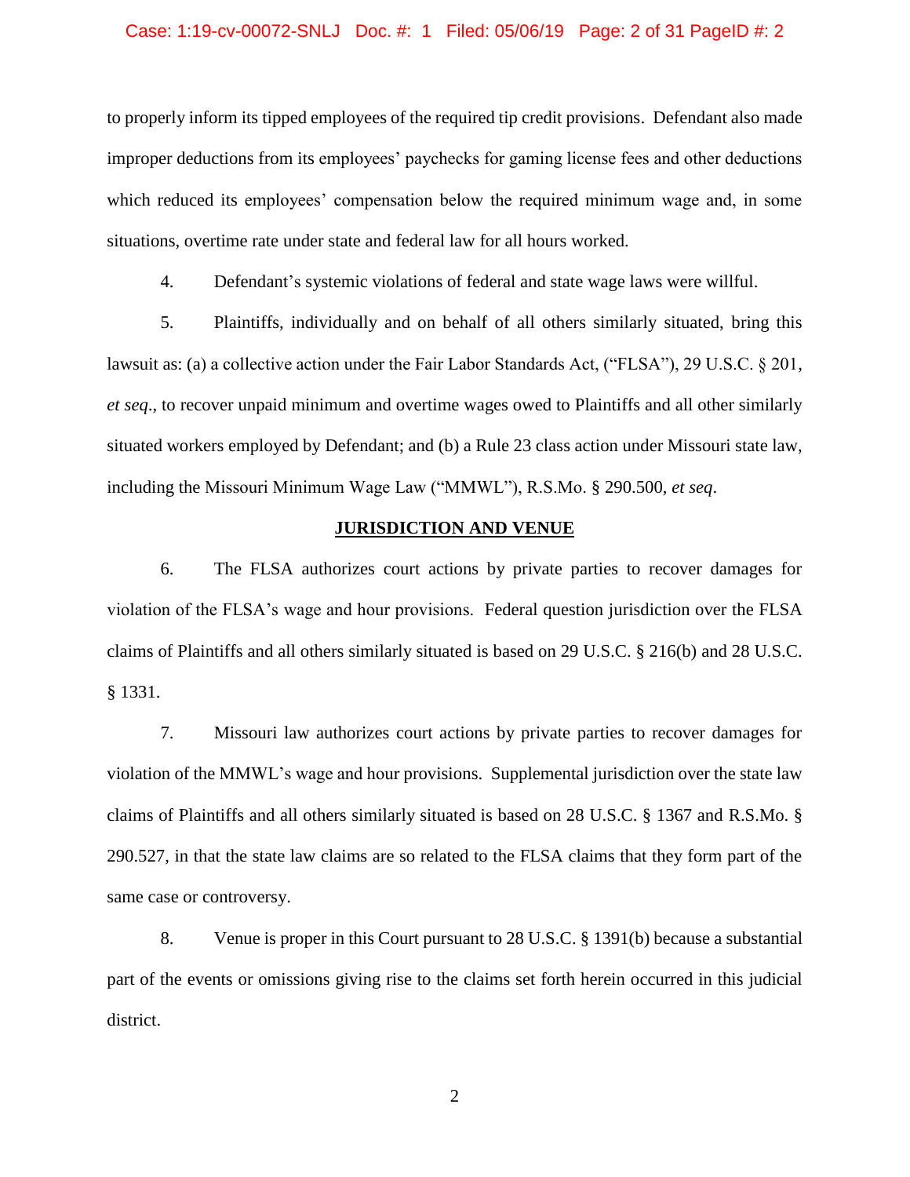to properly inform its tipped employees of the required tip credit provisions. Defendant also made improper deductions from its employees' paychecks for gaming license fees and other deductions which reduced its employees' compensation below the required minimum wage and, in some situations, overtime rate under state and federal law for all hours worked.

4. Defendant's systemic violations of federal and state wage laws were willful.

5. Plaintiffs, individually and on behalf of all others similarly situated, bring this lawsuit as: (a) a collective action under the Fair Labor Standards Act, ("FLSA"), 29 U.S.C. § 201, *et seq*., to recover unpaid minimum and overtime wages owed to Plaintiffs and all other similarly situated workers employed by Defendant; and (b) a Rule 23 class action under Missouri state law, including the Missouri Minimum Wage Law ("MMWL"), R.S.Mo. § 290.500, *et seq*.

## JURISDICTION AND VENUE

6. The FLSA authorizes court actions by private parties to recover damages for violation of the FLSA's wage and hour provisions. Federal question jurisdiction over the FLSA claims of Plaintiffs and all others similarly situated is based on 29 U.S.C. § 216(b) and 28 U.S.C. § 1331.

7. Missouri law authorizes court actions by private parties to recover damages for violation of the MMWL's wage and hour provisions. Supplemental jurisdiction over the state law claims of Plaintiffs and all others similarly situated is based on 28 U.S.C. § 1367 and R.S.Mo. § 290.527, in that the state law claims are so related to the FLSA claims that they form part of the same case or controversy.

8. Venue is proper in this Court pursuant to 28 U.S.C. § 1391(b) because a substantial part of the events or omissions giving rise to the claims set forth herein occurred in this judicial district.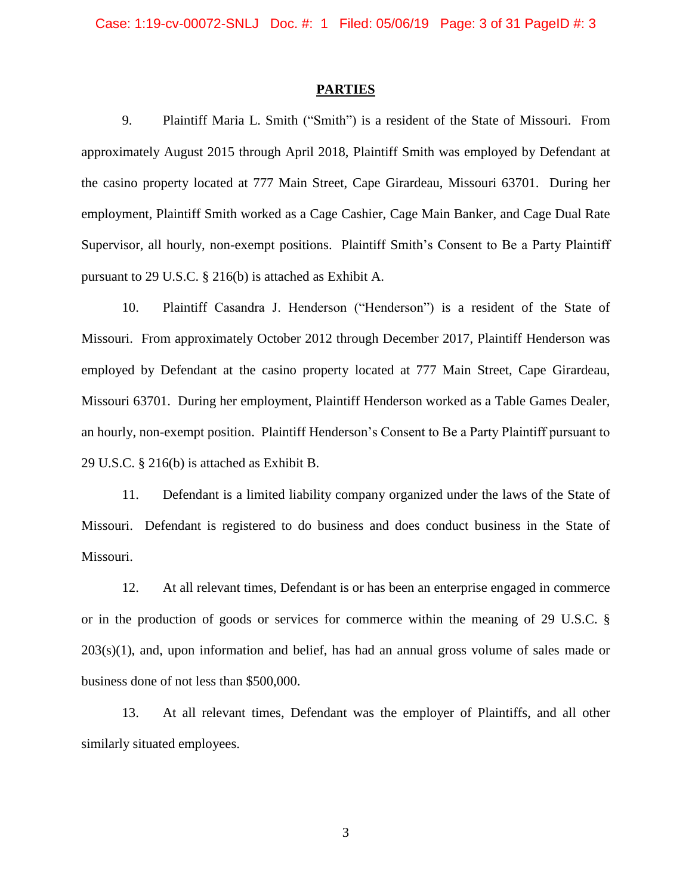## PARTIES

9. Plaintiff Maria L. Smith ("Smith") is a resident of the State of Missouri. From approximately August 2015 through April 2018, Plaintiff Smith was employed by Defendant at the casino property located at 777 Main Street, Cape Girardeau, Missouri 63701. During her employment, Plaintiff Smith worked as a Cage Cashier, Cage Main Banker, and Cage Dual Rate Supervisor, all hourly, non-exempt positions. Plaintiff Smith's Consent to Be a Party Plaintiff pursuant to 29 U.S.C. § 216(b) is attached as Exhibit A.

10. Plaintiff Casandra J. Henderson ("Henderson") is a resident of the State of Missouri. From approximately October 2012 through December 2017, Plaintiff Henderson was employed by Defendant at the casino property located at 777 Main Street, Cape Girardeau, Missouri 63701. During her employment, Plaintiff Henderson worked as a Table Games Dealer, an hourly, non-exempt position. Plaintiff Henderson's Consent to Be a Party Plaintiff pursuant to 29 U.S.C. § 216(b) is attached as Exhibit B.

11. Defendant is a limited liability company organized under the laws of the State of Missouri. Defendant is registered to do business and does conduct business in the State of Missouri.

12. At all relevant times, Defendant is or has been an enterprise engaged in commerce or in the production of goods or services for commerce within the meaning of 29 U.S.C. § 203(s)(1), and, upon information and belief, has had an annual gross volume of sales made or business done of not less than $500,000.

13. At all relevant times, Defendant was the employer of Plaintiffs, and all other similarly situated employees.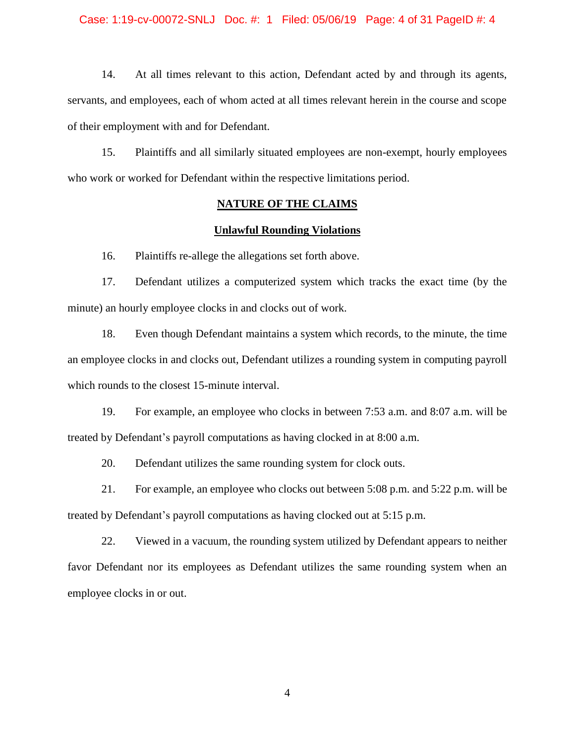14. At all times relevant to this action, Defendant acted by and through its agents, servants, and employees, each of whom acted at all times relevant herein in the course and scope of their employment with and for Defendant.

15. Plaintiffs and all similarly situated employees are non-exempt, hourly employees who work or worked for Defendant within the respective limitations period.

## NATURE OF THE CLAIMS

### Unlawful Rounding Violations

16. Plaintiffs re-allege the allegations set forth above.

17. Defendant utilizes a computerized system which tracks the exact time (by the minute) an hourly employee clocks in and clocks out of work.

18. Even though Defendant maintains a system which records, to the minute, the time an employee clocks in and clocks out, Defendant utilizes a rounding system in computing payroll which rounds to the closest 15-minute interval.

19. For example, an employee who clocks in between 7:53 a.m. and 8:07 a.m. will be treated by Defendant's payroll computations as having clocked in at 8:00 a.m.

20. Defendant utilizes the same rounding system for clock outs.

21. For example, an employee who clocks out between 5:08 p.m. and 5:22 p.m. will be treated by Defendant's payroll computations as having clocked out at 5:15 p.m.

22. Viewed in a vacuum, the rounding system utilized by Defendant appears to neither favor Defendant nor its employees as Defendant utilizes the same rounding system when an employee clocks in or out.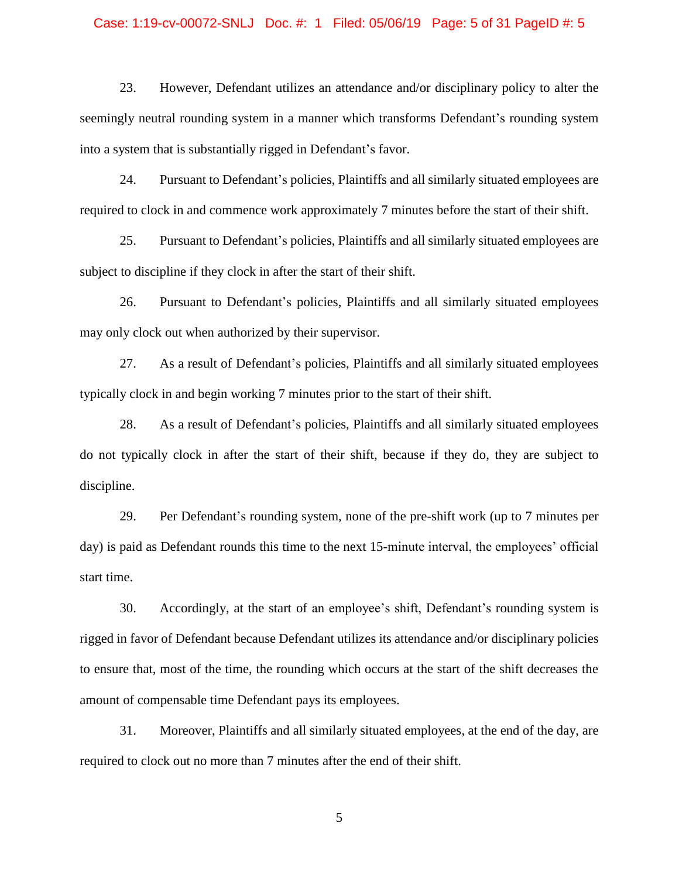23. However, Defendant utilizes an attendance and/or disciplinary policy to alter the seemingly neutral rounding system in a manner which transforms Defendant's rounding system into a system that is substantially rigged in Defendant's favor.

24. Pursuant to Defendant's policies, Plaintiffs and all similarly situated employees are required to clock in and commence work approximately 7 minutes before the start of their shift.

25. Pursuant to Defendant's policies, Plaintiffs and all similarly situated employees are subject to discipline if they clock in after the start of their shift.

26. Pursuant to Defendant's policies, Plaintiffs and all similarly situated employees may only clock out when authorized by their supervisor.

27. As a result of Defendant's policies, Plaintiffs and all similarly situated employees typically clock in and begin working 7 minutes prior to the start of their shift.

28. As a result of Defendant's policies, Plaintiffs and all similarly situated employees do not typically clock in after the start of their shift, because if they do, they are subject to discipline.

29. Per Defendant's rounding system, none of the pre-shift work (up to 7 minutes per day) is paid as Defendant rounds this time to the next 15-minute interval, the employees' official start time.

30. Accordingly, at the start of an employee's shift, Defendant's rounding system is rigged in favor of Defendant because Defendant utilizes its attendance and/or disciplinary policies to ensure that, most of the time, the rounding which occurs at the start of the shift decreases the amount of compensable time Defendant pays its employees.

31. Moreover, Plaintiffs and all similarly situated employees, at the end of the day, are required to clock out no more than 7 minutes after the end of their shift.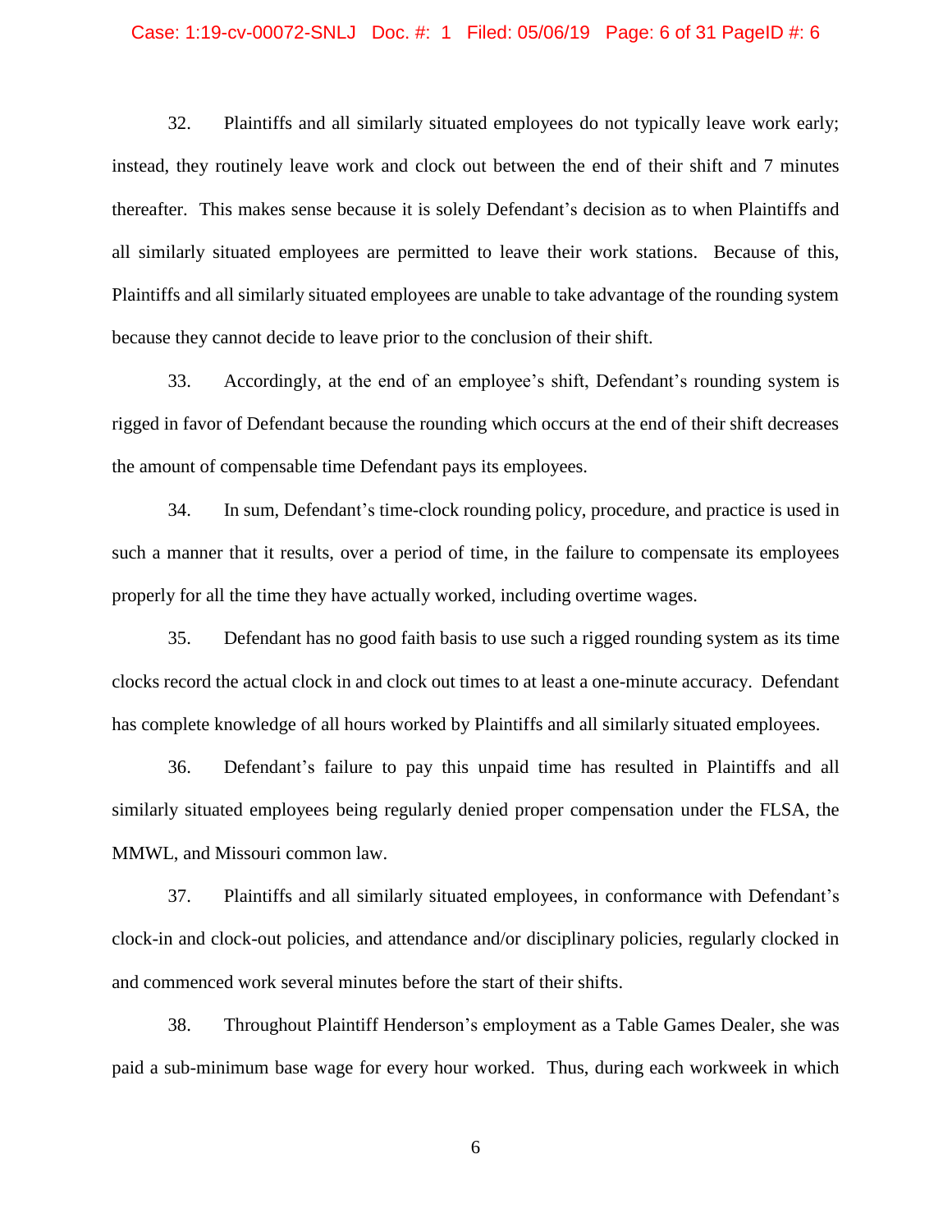32. Plaintiffs and all similarly situated employees do not typically leave work early; instead, they routinely leave work and clock out between the end of their shift and 7 minutes thereafter. This makes sense because it is solely Defendant's decision as to when Plaintiffs and all similarly situated employees are permitted to leave their work stations. Because of this, Plaintiffs and all similarly situated employees are unable to take advantage of the rounding system because they cannot decide to leave prior to the conclusion of their shift.

33. Accordingly, at the end of an employee's shift, Defendant's rounding system is rigged in favor of Defendant because the rounding which occurs at the end of their shift decreases the amount of compensable time Defendant pays its employees.

34. In sum, Defendant's time-clock rounding policy, procedure, and practice is used in such a manner that it results, over a period of time, in the failure to compensate its employees properly for all the time they have actually worked, including overtime wages.

35. Defendant has no good faith basis to use such a rigged rounding system as its time clocks record the actual clock in and clock out times to at least a one-minute accuracy. Defendant has complete knowledge of all hours worked by Plaintiffs and all similarly situated employees.

36. Defendant's failure to pay this unpaid time has resulted in Plaintiffs and all similarly situated employees being regularly denied proper compensation under the FLSA, the MMWL, and Missouri common law.

37. Plaintiffs and all similarly situated employees, in conformance with Defendant's clock-in and clock-out policies, and attendance and/or disciplinary policies, regularly clocked in and commenced work several minutes before the start of their shifts.

38. Throughout Plaintiff Henderson's employment as a Table Games Dealer, she was paid a sub-minimum base wage for every hour worked. Thus, during each workweek in which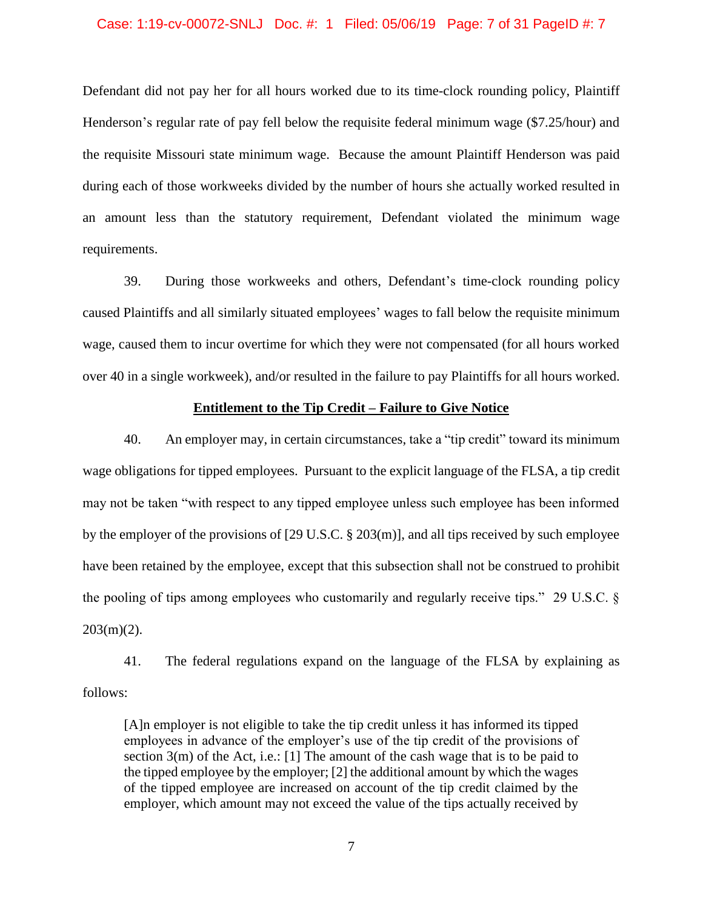Defendant did not pay her for all hours worked due to its time-clock rounding policy, Plaintiff Henderson's regular rate of pay fell below the requisite federal minimum wage ($7.25/hour) and the requisite Missouri state minimum wage. Because the amount Plaintiff Henderson was paid during each of those workweeks divided by the number of hours she actually worked resulted in an amount less than the statutory requirement, Defendant violated the minimum wage requirements.

39. During those workweeks and others, Defendant's time-clock rounding policy caused Plaintiffs and all similarly situated employees' wages to fall below the requisite minimum wage, caused them to incur overtime for which they were not compensated (for all hours worked over 40 in a single workweek), and/or resulted in the failure to pay Plaintiffs for all hours worked.

**Entitlement to the Tip Credit – Failure to Give Notice**

40. An employer may, in certain circumstances, take a "tip credit" toward its minimum wage obligations for tipped employees. Pursuant to the explicit language of the FLSA, a tip credit may not be taken "with respect to any tipped employee unless such employee has been informed by the employer of the provisions of [29 U.S.C. § 203(m)], and all tips received by such employee have been retained by the employee, except that this subsection shall not be construed to prohibit the pooling of tips among employees who customarily and regularly receive tips." 29 U.S.C. § 203(m)(2).

41. The federal regulations expand on the language of the FLSA by explaining as follows:

> [A]n employer is not eligible to take the tip credit unless it has informed its tipped employees in advance of the employer's use of the tip credit of the provisions of section 3(m) of the Act, i.e.: [1] The amount of the cash wage that is to be paid to the tipped employee by the employer; [2] the additional amount by which the wages of the tipped employee are increased on account of the tip credit claimed by the employer, which amount may not exceed the value of the tips actually received by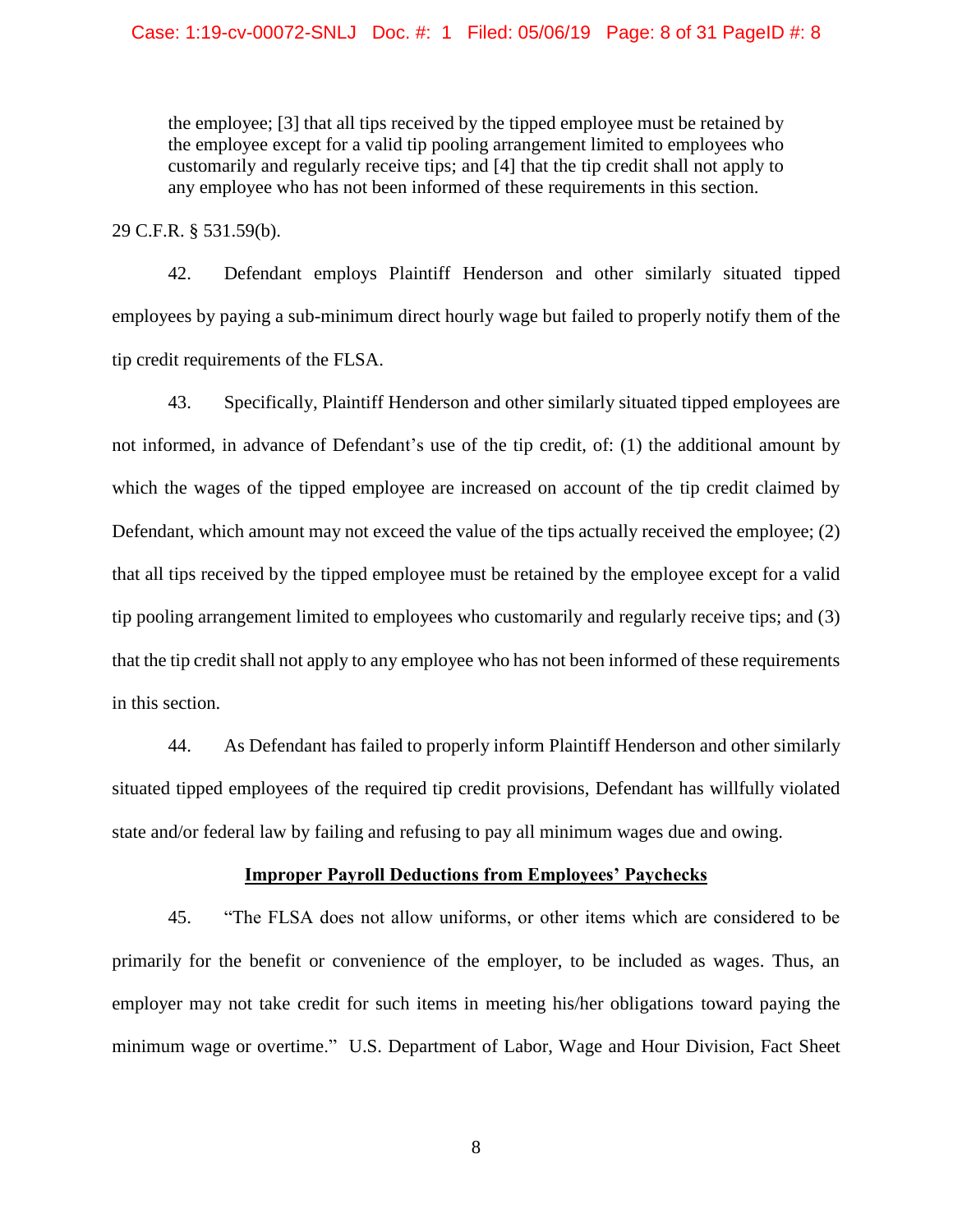> the employee; [3] that all tips received by the tipped employee must be retained by the employee except for a valid tip pooling arrangement limited to employees who customarily and regularly receive tips; and [4] that the tip credit shall not apply to any employee who has not been informed of these requirements in this section.

29 C.F.R. § 531.59(b).

42. Defendant employs Plaintiff Henderson and other similarly situated tipped employees by paying a sub-minimum direct hourly wage but failed to properly notify them of the tip credit requirements of the FLSA.

43. Specifically, Plaintiff Henderson and other similarly situated tipped employees are not informed, in advance of Defendant's use of the tip credit, of: (1) the additional amount by which the wages of the tipped employee are increased on account of the tip credit claimed by Defendant, which amount may not exceed the value of the tips actually received the employee; (2) that all tips received by the tipped employee must be retained by the employee except for a valid tip pooling arrangement limited to employees who customarily and regularly receive tips; and (3) that the tip credit shall not apply to any employee who has not been informed of these requirements in this section.

44. As Defendant has failed to properly inform Plaintiff Henderson and other similarly situated tipped employees of the required tip credit provisions, Defendant has willfully violated state and/or federal law by failing and refusing to pay all minimum wages due and owing.

**<u>Improper Payroll Deductions from Employees' Paychecks</u>**

45. "The FLSA does not allow uniforms, or other items which are considered to be primarily for the benefit or convenience of the employer, to be included as wages. Thus, an employer may not take credit for such items in meeting his/her obligations toward paying the minimum wage or overtime." U.S. Department of Labor, Wage and Hour Division, Fact Sheet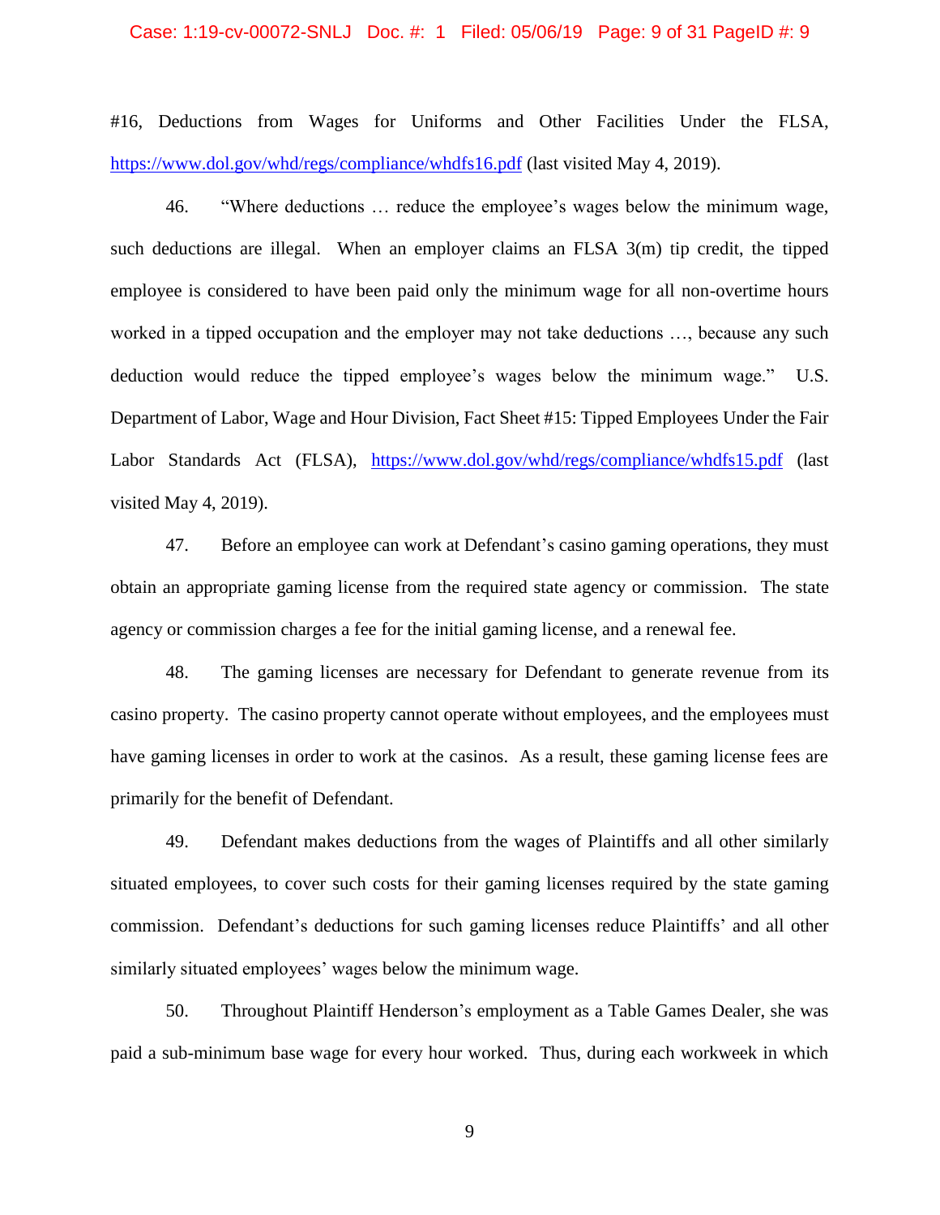#16, Deductions from Wages for Uniforms and Other Facilities Under the FLSA, https://www.dol.gov/whd/regs/compliance/whdfs16.pdf (last visited May 4, 2019).

46. "Where deductions … reduce the employee's wages below the minimum wage, such deductions are illegal. When an employer claims an FLSA 3(m) tip credit, the tipped employee is considered to have been paid only the minimum wage for all non-overtime hours worked in a tipped occupation and the employer may not take deductions …, because any such deduction would reduce the tipped employee's wages below the minimum wage." U.S. Department of Labor, Wage and Hour Division, Fact Sheet #15: Tipped Employees Under the Fair Labor Standards Act (FLSA), https://www.dol.gov/whd/regs/compliance/whdfs15.pdf (last visited May 4, 2019).

47. Before an employee can work at Defendant's casino gaming operations, they must obtain an appropriate gaming license from the required state agency or commission. The state agency or commission charges a fee for the initial gaming license, and a renewal fee.

48. The gaming licenses are necessary for Defendant to generate revenue from its casino property. The casino property cannot operate without employees, and the employees must have gaming licenses in order to work at the casinos. As a result, these gaming license fees are primarily for the benefit of Defendant.

49. Defendant makes deductions from the wages of Plaintiffs and all other similarly situated employees, to cover such costs for their gaming licenses required by the state gaming commission. Defendant's deductions for such gaming licenses reduce Plaintiffs' and all other similarly situated employees' wages below the minimum wage.

50. Throughout Plaintiff Henderson's employment as a Table Games Dealer, she was paid a sub-minimum base wage for every hour worked. Thus, during each workweek in which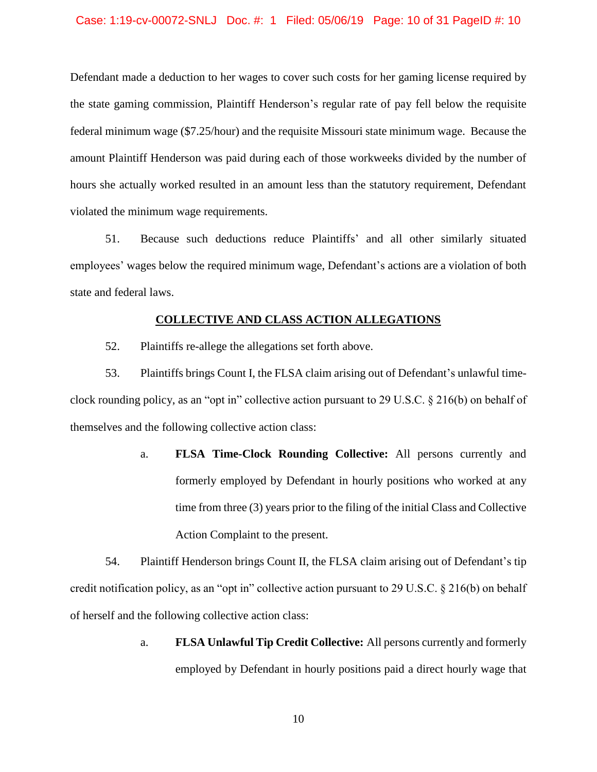Defendant made a deduction to her wages to cover such costs for her gaming license required by the state gaming commission, Plaintiff Henderson's regular rate of pay fell below the requisite federal minimum wage ($7.25/hour) and the requisite Missouri state minimum wage. Because the amount Plaintiff Henderson was paid during each of those workweeks divided by the number of hours she actually worked resulted in an amount less than the statutory requirement, Defendant violated the minimum wage requirements.

51. Because such deductions reduce Plaintiffs' and all other similarly situated employees' wages below the required minimum wage, Defendant's actions are a violation of both state and federal laws.

## COLLECTIVE AND CLASS ACTION ALLEGATIONS

52. Plaintiffs re-allege the allegations set forth above.

53. Plaintiffs brings Count I, the FLSA claim arising out of Defendant's unlawful time-clock rounding policy, as an "opt in" collective action pursuant to 29 U.S.C. § 216(b) on behalf of themselves and the following collective action class:

> a. **FLSA Time-Clock Rounding Collective:** All persons currently and formerly employed by Defendant in hourly positions who worked at any time from three (3) years prior to the filing of the initial Class and Collective Action Complaint to the present.

54. Plaintiff Henderson brings Count II, the FLSA claim arising out of Defendant's tip credit notification policy, as an "opt in" collective action pursuant to 29 U.S.C. § 216(b) on behalf of herself and the following collective action class:

> a. **FLSA Unlawful Tip Credit Collective:** All persons currently and formerly employed by Defendant in hourly positions paid a direct hourly wage that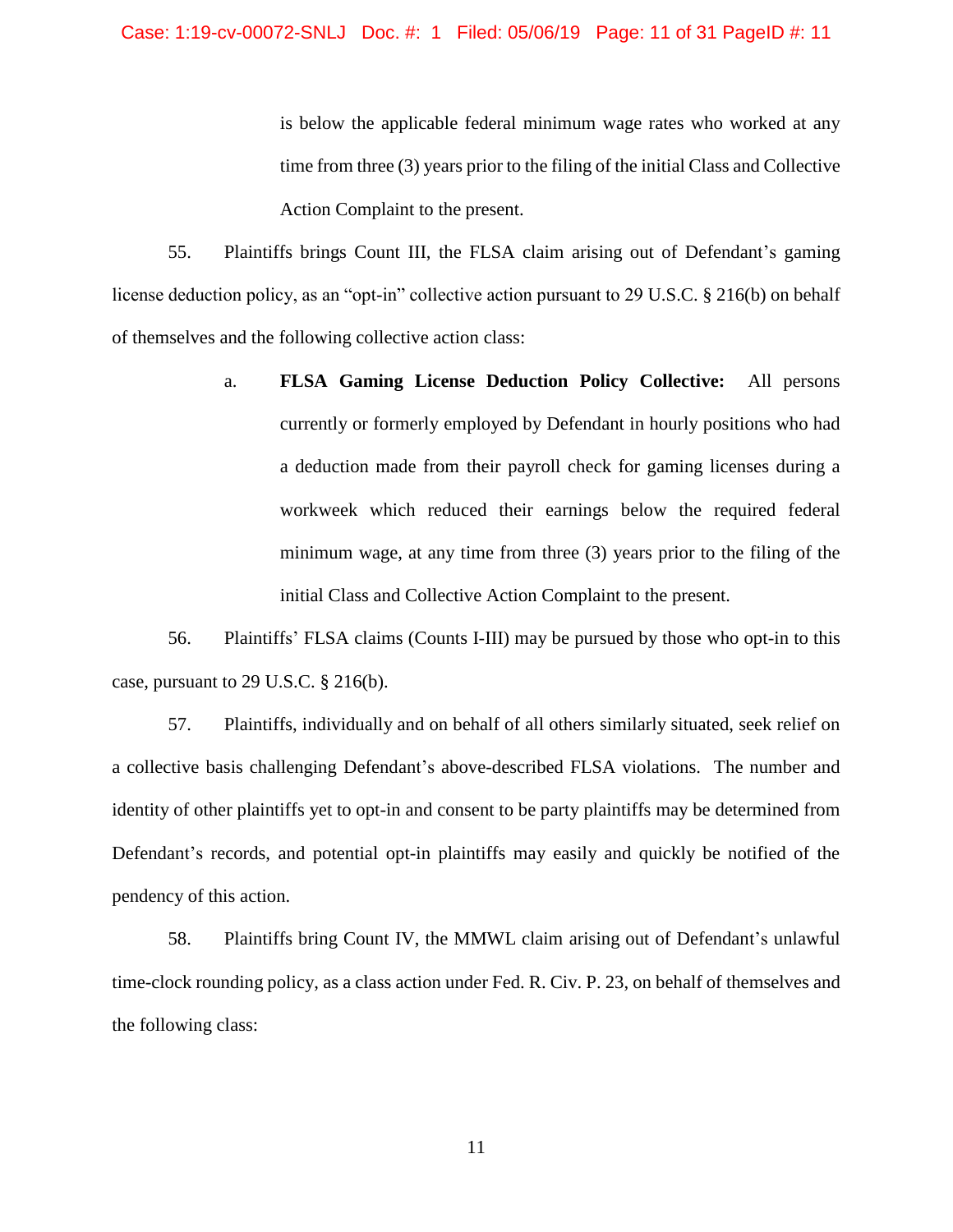is below the applicable federal minimum wage rates who worked at any time from three (3) years prior to the filing of the initial Class and Collective Action Complaint to the present.

55. Plaintiffs brings Count III, the FLSA claim arising out of Defendant's gaming license deduction policy, as an "opt-in" collective action pursuant to 29 U.S.C. § 216(b) on behalf of themselves and the following collective action class:

> a. **FLSA Gaming License Deduction Policy Collective:** All persons currently or formerly employed by Defendant in hourly positions who had a deduction made from their payroll check for gaming licenses during a workweek which reduced their earnings below the required federal minimum wage, at any time from three (3) years prior to the filing of the initial Class and Collective Action Complaint to the present.

56. Plaintiffs' FLSA claims (Counts I-III) may be pursued by those who opt-in to this case, pursuant to 29 U.S.C. § 216(b).

57. Plaintiffs, individually and on behalf of all others similarly situated, seek relief on a collective basis challenging Defendant's above-described FLSA violations. The number and identity of other plaintiffs yet to opt-in and consent to be party plaintiffs may be determined from Defendant's records, and potential opt-in plaintiffs may easily and quickly be notified of the pendency of this action.

58. Plaintiffs bring Count IV, the MMWL claim arising out of Defendant's unlawful time-clock rounding policy, as a class action under Fed. R. Civ. P. 23, on behalf of themselves and the following class: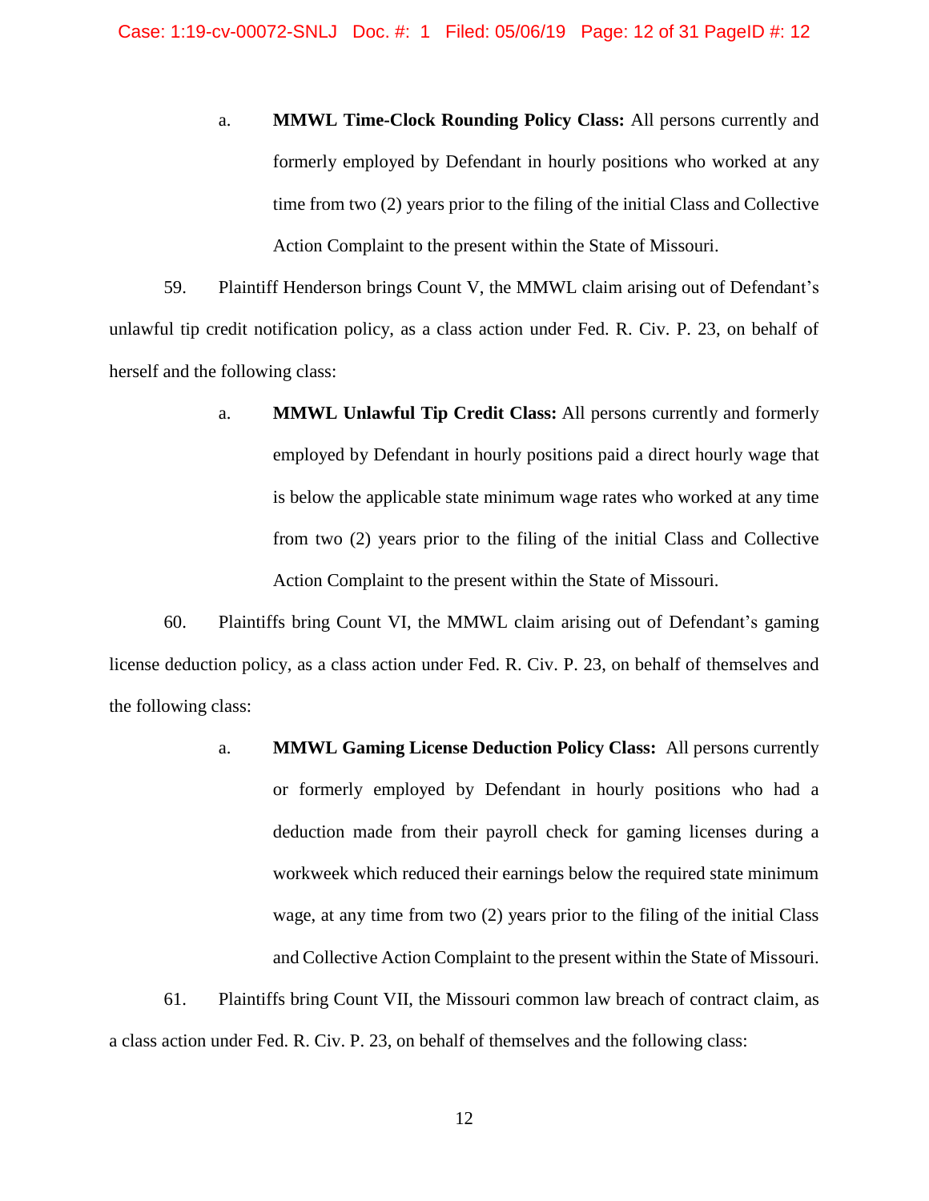a. **MMWL Time-Clock Rounding Policy Class:** All persons currently and formerly employed by Defendant in hourly positions who worked at any time from two (2) years prior to the filing of the initial Class and Collective Action Complaint to the present within the State of Missouri.

59. Plaintiff Henderson brings Count V, the MMWL claim arising out of Defendant's unlawful tip credit notification policy, as a class action under Fed. R. Civ. P. 23, on behalf of herself and the following class:

a. **MMWL Unlawful Tip Credit Class:** All persons currently and formerly employed by Defendant in hourly positions paid a direct hourly wage that is below the applicable state minimum wage rates who worked at any time from two (2) years prior to the filing of the initial Class and Collective Action Complaint to the present within the State of Missouri.

60. Plaintiffs bring Count VI, the MMWL claim arising out of Defendant's gaming license deduction policy, as a class action under Fed. R. Civ. P. 23, on behalf of themselves and the following class:

a. **MMWL Gaming License Deduction Policy Class:** All persons currently or formerly employed by Defendant in hourly positions who had a deduction made from their payroll check for gaming licenses during a workweek which reduced their earnings below the required state minimum wage, at any time from two (2) years prior to the filing of the initial Class and Collective Action Complaint to the present within the State of Missouri.

61. Plaintiffs bring Count VII, the Missouri common law breach of contract claim, as a class action under Fed. R. Civ. P. 23, on behalf of themselves and the following class: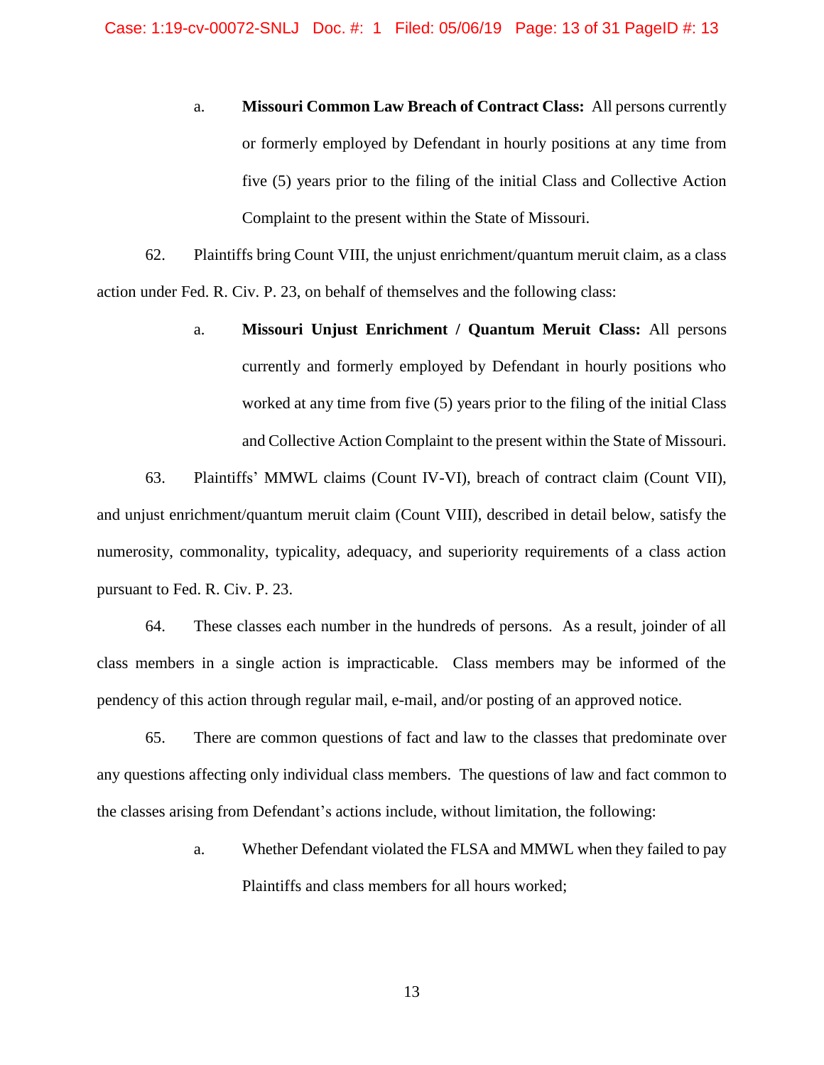a. **Missouri Common Law Breach of Contract Class:** All persons currently or formerly employed by Defendant in hourly positions at any time from five (5) years prior to the filing of the initial Class and Collective Action Complaint to the present within the State of Missouri.

62. Plaintiffs bring Count VIII, the unjust enrichment/quantum meruit claim, as a class action under Fed. R. Civ. P. 23, on behalf of themselves and the following class:

a. **Missouri Unjust Enrichment / Quantum Meruit Class:** All persons currently and formerly employed by Defendant in hourly positions who worked at any time from five (5) years prior to the filing of the initial Class and Collective Action Complaint to the present within the State of Missouri.

63. Plaintiffs' MMWL claims (Count IV-VI), breach of contract claim (Count VII), and unjust enrichment/quantum meruit claim (Count VIII), described in detail below, satisfy the numerosity, commonality, typicality, adequacy, and superiority requirements of a class action pursuant to Fed. R. Civ. P. 23.

64. These classes each number in the hundreds of persons. As a result, joinder of all class members in a single action is impracticable. Class members may be informed of the pendency of this action through regular mail, e-mail, and/or posting of an approved notice.

65. There are common questions of fact and law to the classes that predominate over any questions affecting only individual class members. The questions of law and fact common to the classes arising from Defendant's actions include, without limitation, the following:

a. Whether Defendant violated the FLSA and MMWL when they failed to pay Plaintiffs and class members for all hours worked;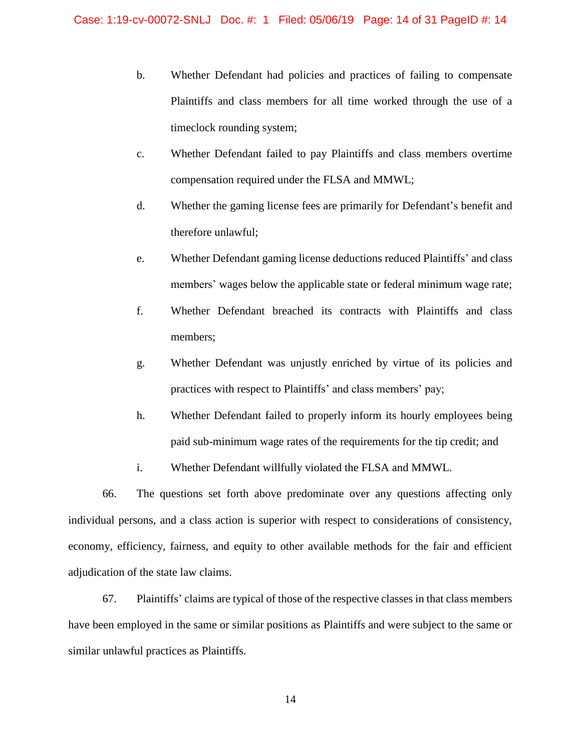b. Whether Defendant had policies and practices of failing to compensate Plaintiffs and class members for all time worked through the use of a timeclock rounding system;

c. Whether Defendant failed to pay Plaintiffs and class members overtime compensation required under the FLSA and MMWL;

d. Whether the gaming license fees are primarily for Defendant's benefit and therefore unlawful;

e. Whether Defendant gaming license deductions reduced Plaintiffs' and class members' wages below the applicable state or federal minimum wage rate;

f. Whether Defendant breached its contracts with Plaintiffs and class members;

g. Whether Defendant was unjustly enriched by virtue of its policies and practices with respect to Plaintiffs' and class members' pay;

h. Whether Defendant failed to properly inform its hourly employees being paid sub-minimum wage rates of the requirements for the tip credit; and

i. Whether Defendant willfully violated the FLSA and MMWL.

66. The questions set forth above predominate over any questions affecting only individual persons, and a class action is superior with respect to considerations of consistency, economy, efficiency, fairness, and equity to other available methods for the fair and efficient adjudication of the state law claims.

67. Plaintiffs' claims are typical of those of the respective classes in that class members have been employed in the same or similar positions as Plaintiffs and were subject to the same or similar unlawful practices as Plaintiffs.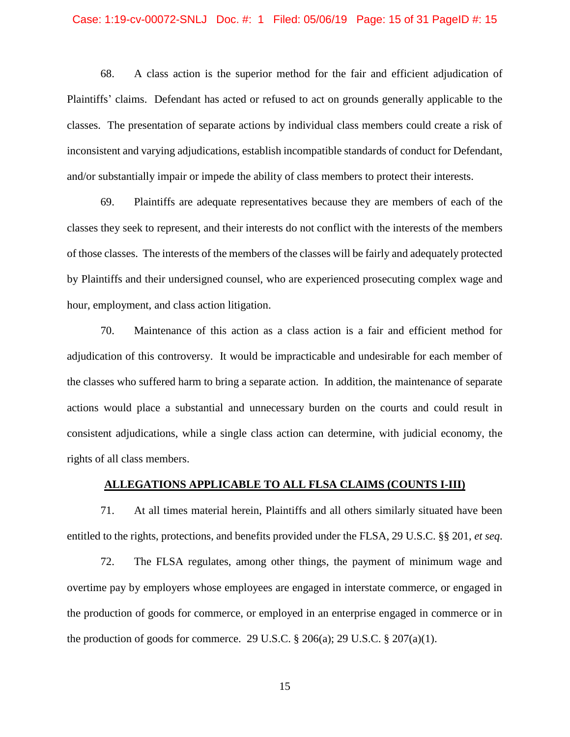68. A class action is the superior method for the fair and efficient adjudication of Plaintiffs' claims. Defendant has acted or refused to act on grounds generally applicable to the classes. The presentation of separate actions by individual class members could create a risk of inconsistent and varying adjudications, establish incompatible standards of conduct for Defendant, and/or substantially impair or impede the ability of class members to protect their interests.

69. Plaintiffs are adequate representatives because they are members of each of the classes they seek to represent, and their interests do not conflict with the interests of the members of those classes. The interests of the members of the classes will be fairly and adequately protected by Plaintiffs and their undersigned counsel, who are experienced prosecuting complex wage and hour, employment, and class action litigation.

70. Maintenance of this action as a class action is a fair and efficient method for adjudication of this controversy. It would be impracticable and undesirable for each member of the classes who suffered harm to bring a separate action. In addition, the maintenance of separate actions would place a substantial and unnecessary burden on the courts and could result in consistent adjudications, while a single class action can determine, with judicial economy, the rights of all class members.

## ALLEGATIONS APPLICABLE TO ALL FLSA CLAIMS (COUNTS I-III)

71. At all times material herein, Plaintiffs and all others similarly situated have been entitled to the rights, protections, and benefits provided under the FLSA, 29 U.S.C. §§ 201, *et seq*.

72. The FLSA regulates, among other things, the payment of minimum wage and overtime pay by employers whose employees are engaged in interstate commerce, or engaged in the production of goods for commerce, or employed in an enterprise engaged in commerce or in the production of goods for commerce. 29 U.S.C. § 206(a); 29 U.S.C. § 207(a)(1).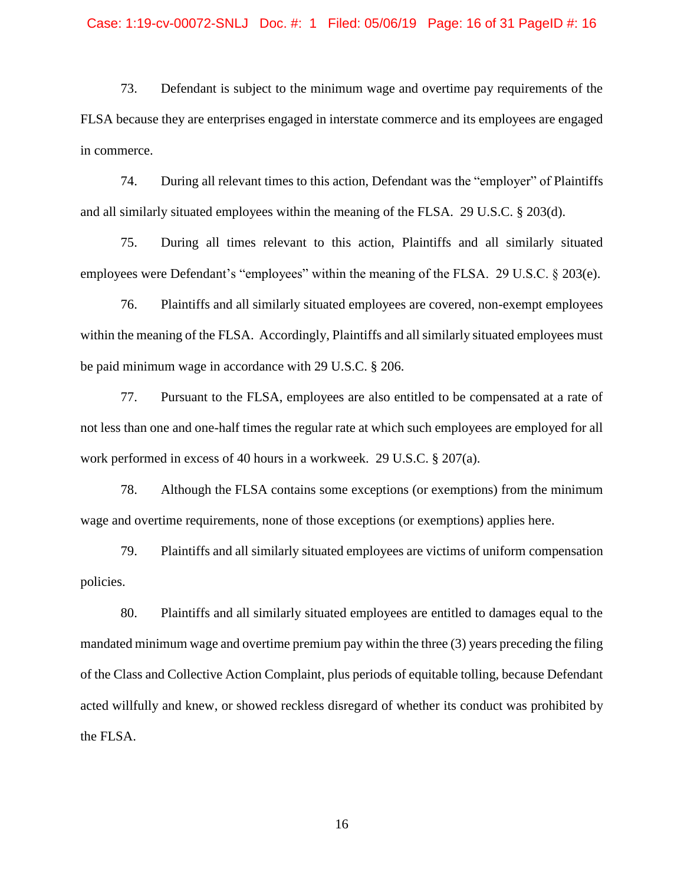73. Defendant is subject to the minimum wage and overtime pay requirements of the FLSA because they are enterprises engaged in interstate commerce and its employees are engaged in commerce.

74. During all relevant times to this action, Defendant was the "employer" of Plaintiffs and all similarly situated employees within the meaning of the FLSA. 29 U.S.C. § 203(d).

75. During all times relevant to this action, Plaintiffs and all similarly situated employees were Defendant's "employees" within the meaning of the FLSA. 29 U.S.C. § 203(e).

76. Plaintiffs and all similarly situated employees are covered, non-exempt employees within the meaning of the FLSA. Accordingly, Plaintiffs and all similarly situated employees must be paid minimum wage in accordance with 29 U.S.C. § 206.

77. Pursuant to the FLSA, employees are also entitled to be compensated at a rate of not less than one and one-half times the regular rate at which such employees are employed for all work performed in excess of 40 hours in a workweek. 29 U.S.C. § 207(a).

78. Although the FLSA contains some exceptions (or exemptions) from the minimum wage and overtime requirements, none of those exceptions (or exemptions) applies here.

79. Plaintiffs and all similarly situated employees are victims of uniform compensation policies.

80. Plaintiffs and all similarly situated employees are entitled to damages equal to the mandated minimum wage and overtime premium pay within the three (3) years preceding the filing of the Class and Collective Action Complaint, plus periods of equitable tolling, because Defendant acted willfully and knew, or showed reckless disregard of whether its conduct was prohibited by the FLSA.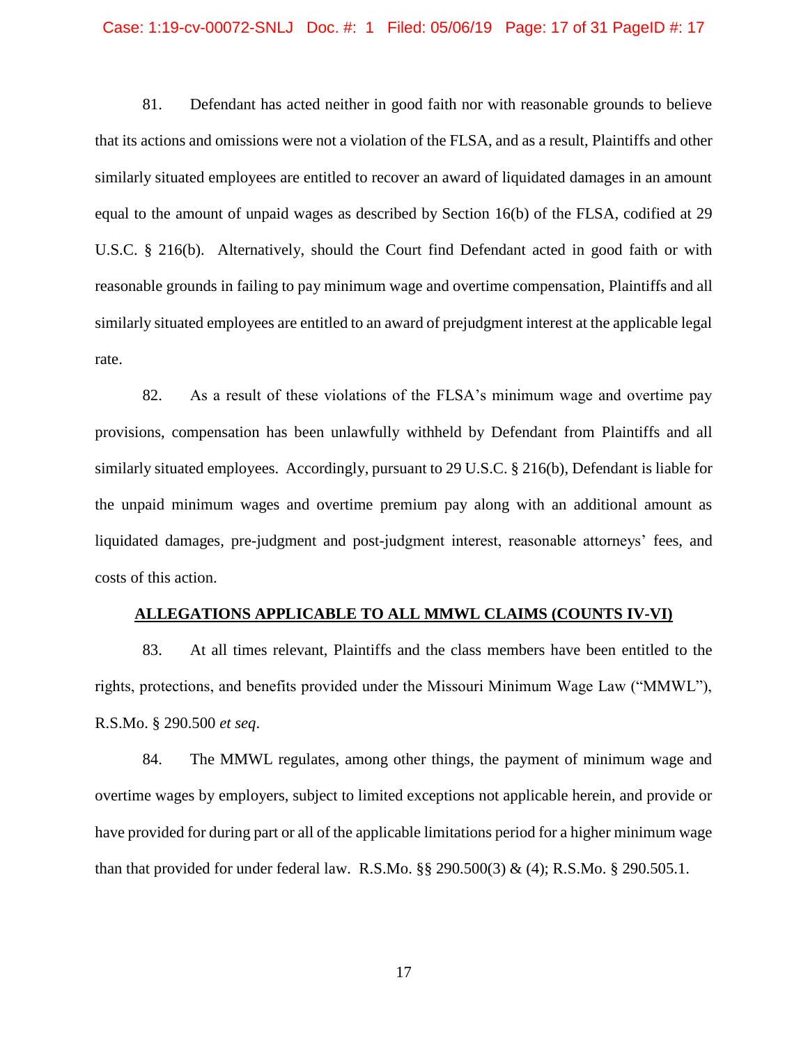81. Defendant has acted neither in good faith nor with reasonable grounds to believe that its actions and omissions were not a violation of the FLSA, and as a result, Plaintiffs and other similarly situated employees are entitled to recover an award of liquidated damages in an amount equal to the amount of unpaid wages as described by Section 16(b) of the FLSA, codified at 29 U.S.C. § 216(b). Alternatively, should the Court find Defendant acted in good faith or with reasonable grounds in failing to pay minimum wage and overtime compensation, Plaintiffs and all similarly situated employees are entitled to an award of prejudgment interest at the applicable legal rate.

82. As a result of these violations of the FLSA's minimum wage and overtime pay provisions, compensation has been unlawfully withheld by Defendant from Plaintiffs and all similarly situated employees. Accordingly, pursuant to 29 U.S.C. § 216(b), Defendant is liable for the unpaid minimum wages and overtime premium pay along with an additional amount as liquidated damages, pre-judgment and post-judgment interest, reasonable attorneys' fees, and costs of this action.

## ALLEGATIONS APPLICABLE TO ALL MMWL CLAIMS (COUNTS IV-VI)

83. At all times relevant, Plaintiffs and the class members have been entitled to the rights, protections, and benefits provided under the Missouri Minimum Wage Law ("MMWL"), R.S.Mo. § 290.500 *et seq*.

84. The MMWL regulates, among other things, the payment of minimum wage and overtime wages by employers, subject to limited exceptions not applicable herein, and provide or have provided for during part or all of the applicable limitations period for a higher minimum wage than that provided for under federal law. R.S.Mo. §§ 290.500(3) & (4); R.S.Mo. § 290.505.1.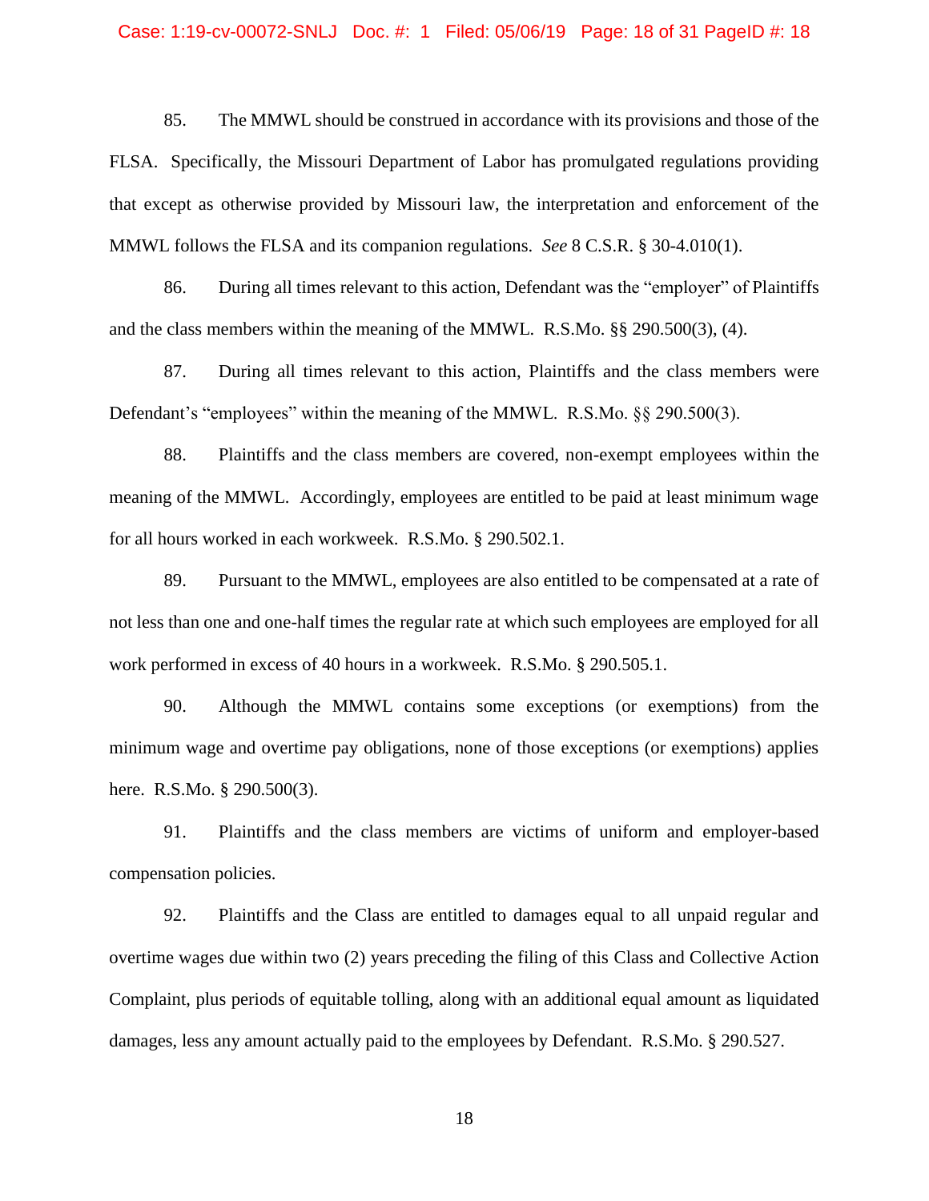85. The MMWL should be construed in accordance with its provisions and those of the FLSA. Specifically, the Missouri Department of Labor has promulgated regulations providing that except as otherwise provided by Missouri law, the interpretation and enforcement of the MMWL follows the FLSA and its companion regulations. *See* 8 C.S.R. § 30-4.010(1).

86. During all times relevant to this action, Defendant was the "employer" of Plaintiffs and the class members within the meaning of the MMWL. R.S.Mo. §§ 290.500(3), (4).

87. During all times relevant to this action, Plaintiffs and the class members were Defendant's "employees" within the meaning of the MMWL. R.S.Mo. §§ 290.500(3).

88. Plaintiffs and the class members are covered, non-exempt employees within the meaning of the MMWL. Accordingly, employees are entitled to be paid at least minimum wage for all hours worked in each workweek. R.S.Mo. § 290.502.1.

89. Pursuant to the MMWL, employees are also entitled to be compensated at a rate of not less than one and one-half times the regular rate at which such employees are employed for all work performed in excess of 40 hours in a workweek. R.S.Mo. § 290.505.1.

90. Although the MMWL contains some exceptions (or exemptions) from the minimum wage and overtime pay obligations, none of those exceptions (or exemptions) applies here. R.S.Mo. § 290.500(3).

91. Plaintiffs and the class members are victims of uniform and employer-based compensation policies.

92. Plaintiffs and the Class are entitled to damages equal to all unpaid regular and overtime wages due within two (2) years preceding the filing of this Class and Collective Action Complaint, plus periods of equitable tolling, along with an additional equal amount as liquidated damages, less any amount actually paid to the employees by Defendant. R.S.Mo. § 290.527.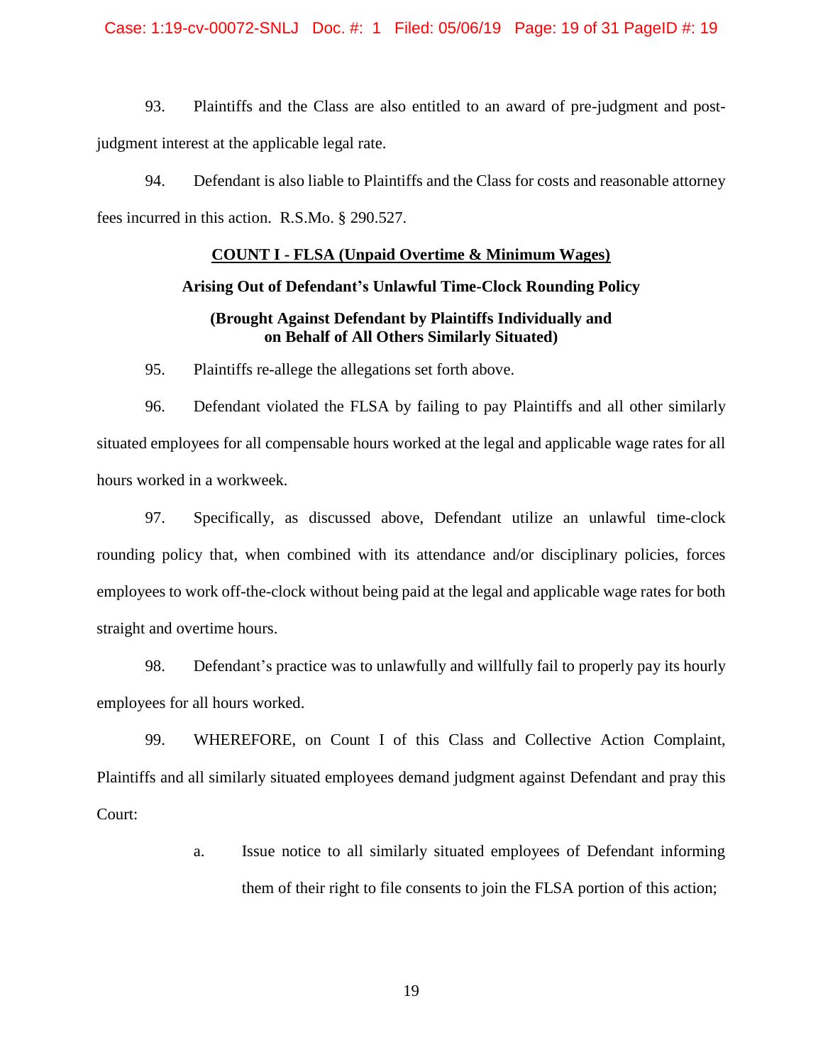93. Plaintiffs and the Class are also entitled to an award of pre-judgment and post-judgment interest at the applicable legal rate.

94. Defendant is also liable to Plaintiffs and the Class for costs and reasonable attorney fees incurred in this action. R.S.Mo. § 290.527.

**COUNT I - FLSA (Unpaid Overtime & Minimum Wages)**

**Arising Out of Defendant's Unlawful Time-Clock Rounding Policy**

**(Brought Against Defendant by Plaintiffs Individually and on Behalf of All Others Similarly Situated)**

95. Plaintiffs re-allege the allegations set forth above.

96. Defendant violated the FLSA by failing to pay Plaintiffs and all other similarly situated employees for all compensable hours worked at the legal and applicable wage rates for all hours worked in a workweek.

97. Specifically, as discussed above, Defendant utilize an unlawful time-clock rounding policy that, when combined with its attendance and/or disciplinary policies, forces employees to work off-the-clock without being paid at the legal and applicable wage rates for both straight and overtime hours.

98. Defendant's practice was to unlawfully and willfully fail to properly pay its hourly employees for all hours worked.

99. WHEREFORE, on Count I of this Class and Collective Action Complaint, Plaintiffs and all similarly situated employees demand judgment against Defendant and pray this Court:

a. Issue notice to all similarly situated employees of Defendant informing them of their right to file consents to join the FLSA portion of this action;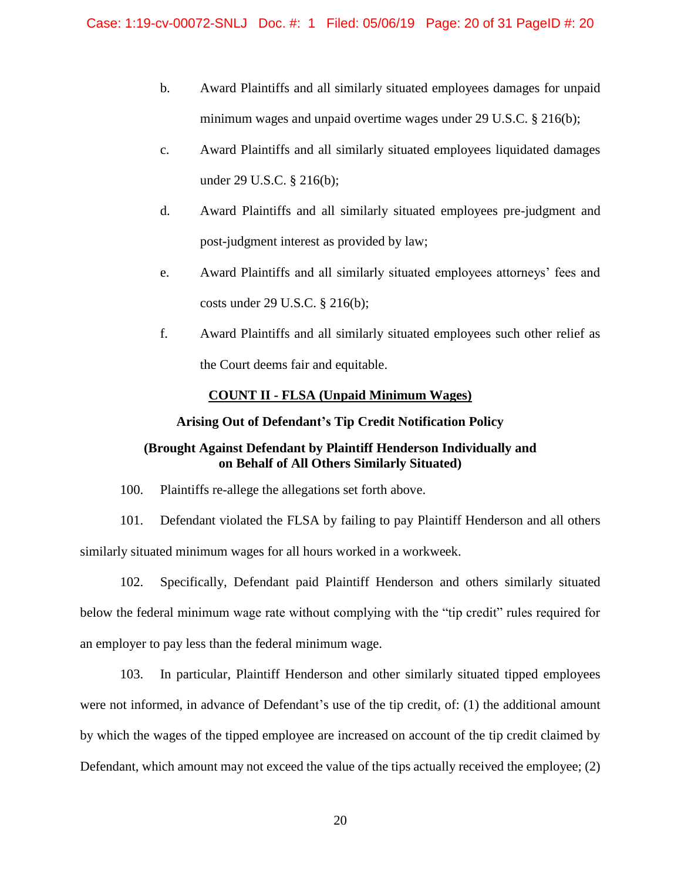b. Award Plaintiffs and all similarly situated employees damages for unpaid minimum wages and unpaid overtime wages under 29 U.S.C. § 216(b);

c. Award Plaintiffs and all similarly situated employees liquidated damages under 29 U.S.C. § 216(b);

d. Award Plaintiffs and all similarly situated employees pre-judgment and post-judgment interest as provided by law;

e. Award Plaintiffs and all similarly situated employees attorneys' fees and costs under 29 U.S.C. § 216(b);

f. Award Plaintiffs and all similarly situated employees such other relief as the Court deems fair and equitable.

**COUNT II - FLSA (Unpaid Minimum Wages)**

**Arising Out of Defendant's Tip Credit Notification Policy**

**(Brought Against Defendant by Plaintiff Henderson Individually and on Behalf of All Others Similarly Situated)**

100. Plaintiffs re-allege the allegations set forth above.

101. Defendant violated the FLSA by failing to pay Plaintiff Henderson and all others similarly situated minimum wages for all hours worked in a workweek.

102. Specifically, Defendant paid Plaintiff Henderson and others similarly situated below the federal minimum wage rate without complying with the "tip credit" rules required for an employer to pay less than the federal minimum wage.

103. In particular, Plaintiff Henderson and other similarly situated tipped employees were not informed, in advance of Defendant's use of the tip credit, of: (1) the additional amount by which the wages of the tipped employee are increased on account of the tip credit claimed by Defendant, which amount may not exceed the value of the tips actually received the employee; (2)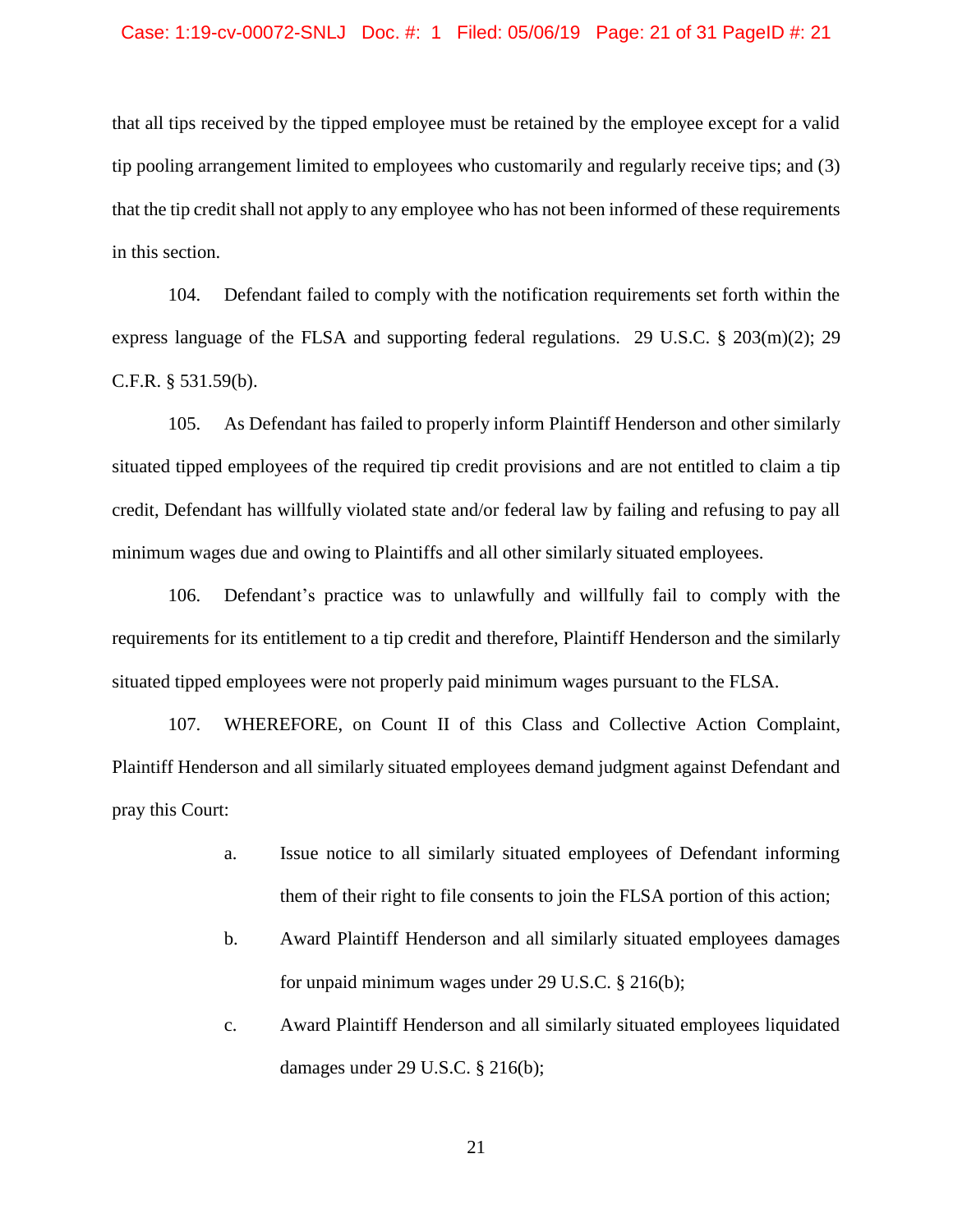that all tips received by the tipped employee must be retained by the employee except for a valid tip pooling arrangement limited to employees who customarily and regularly receive tips; and (3) that the tip credit shall not apply to any employee who has not been informed of these requirements in this section.

104. Defendant failed to comply with the notification requirements set forth within the express language of the FLSA and supporting federal regulations. 29 U.S.C. § 203(m)(2); 29 C.F.R. § 531.59(b).

105. As Defendant has failed to properly inform Plaintiff Henderson and other similarly situated tipped employees of the required tip credit provisions and are not entitled to claim a tip credit, Defendant has willfully violated state and/or federal law by failing and refusing to pay all minimum wages due and owing to Plaintiffs and all other similarly situated employees.

106. Defendant's practice was to unlawfully and willfully fail to comply with the requirements for its entitlement to a tip credit and therefore, Plaintiff Henderson and the similarly situated tipped employees were not properly paid minimum wages pursuant to the FLSA.

107. WHEREFORE, on Count II of this Class and Collective Action Complaint, Plaintiff Henderson and all similarly situated employees demand judgment against Defendant and pray this Court:

a. Issue notice to all similarly situated employees of Defendant informing them of their right to file consents to join the FLSA portion of this action;

b. Award Plaintiff Henderson and all similarly situated employees damages for unpaid minimum wages under 29 U.S.C. § 216(b);

c. Award Plaintiff Henderson and all similarly situated employees liquidated damages under 29 U.S.C. § 216(b);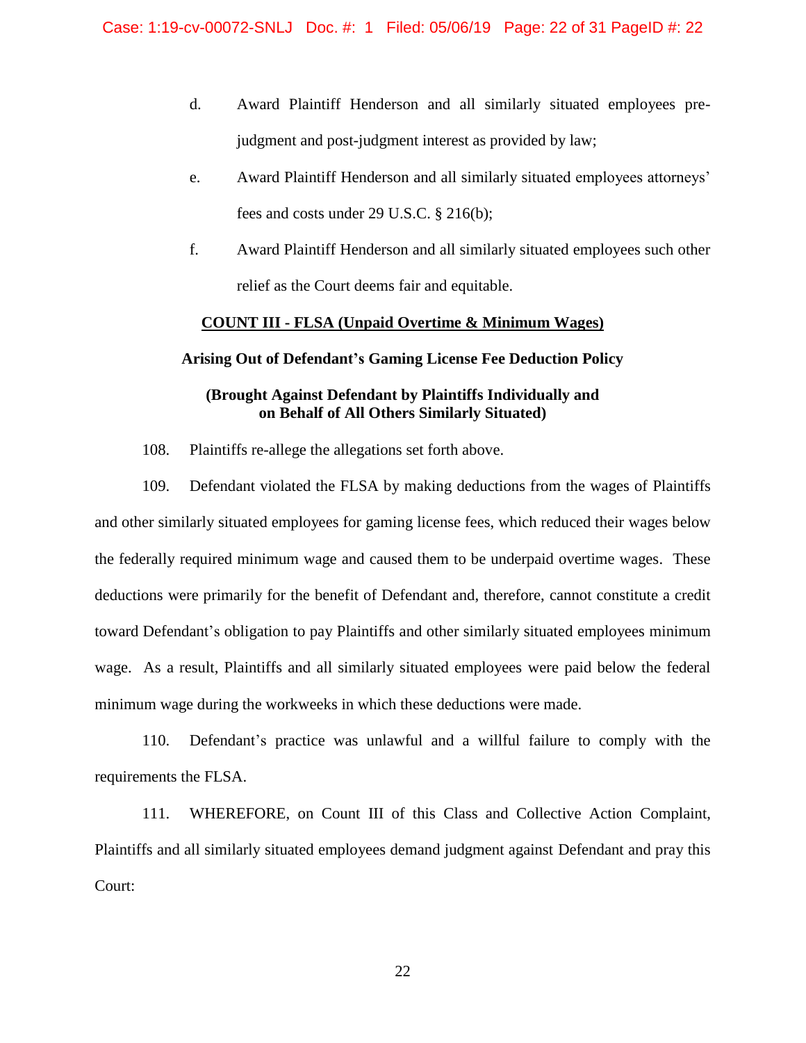d. Award Plaintiff Henderson and all similarly situated employees pre-judgment and post-judgment interest as provided by law;

e. Award Plaintiff Henderson and all similarly situated employees attorneys' fees and costs under 29 U.S.C. § 216(b);

f. Award Plaintiff Henderson and all similarly situated employees such other relief as the Court deems fair and equitable.

**COUNT III - FLSA (Unpaid Overtime & Minimum Wages)**

**Arising Out of Defendant's Gaming License Fee Deduction Policy**

**(Brought Against Defendant by Plaintiffs Individually and on Behalf of All Others Similarly Situated)**

108. Plaintiffs re-allege the allegations set forth above.

109. Defendant violated the FLSA by making deductions from the wages of Plaintiffs and other similarly situated employees for gaming license fees, which reduced their wages below the federally required minimum wage and caused them to be underpaid overtime wages. These deductions were primarily for the benefit of Defendant and, therefore, cannot constitute a credit toward Defendant's obligation to pay Plaintiffs and other similarly situated employees minimum wage. As a result, Plaintiffs and all similarly situated employees were paid below the federal minimum wage during the workweeks in which these deductions were made.

110. Defendant's practice was unlawful and a willful failure to comply with the requirements the FLSA.

111. WHEREFORE, on Count III of this Class and Collective Action Complaint, Plaintiffs and all similarly situated employees demand judgment against Defendant and pray this Court: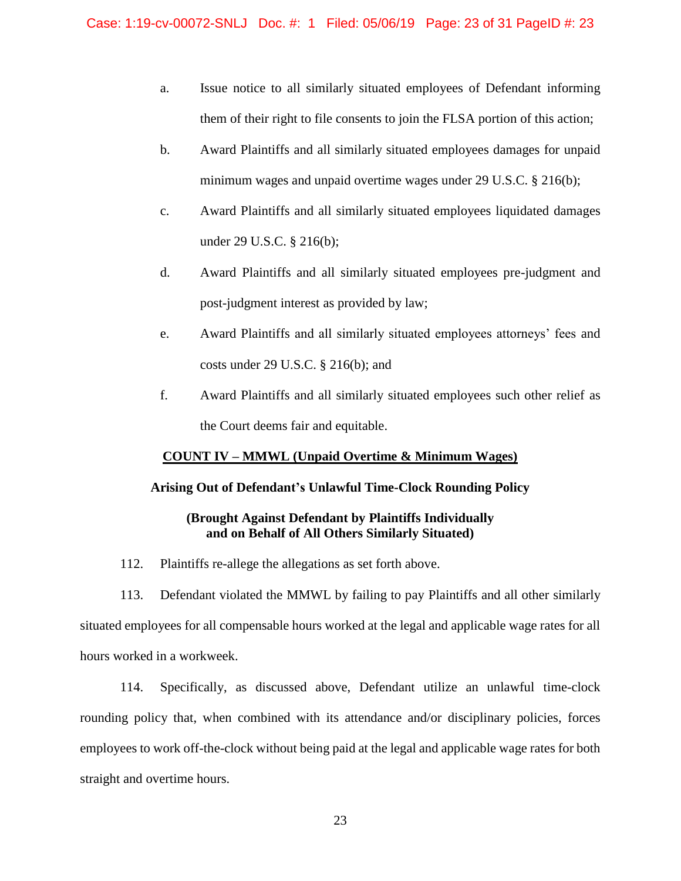a. Issue notice to all similarly situated employees of Defendant informing them of their right to file consents to join the FLSA portion of this action;

b. Award Plaintiffs and all similarly situated employees damages for unpaid minimum wages and unpaid overtime wages under 29 U.S.C. § 216(b);

c. Award Plaintiffs and all similarly situated employees liquidated damages under 29 U.S.C. § 216(b);

d. Award Plaintiffs and all similarly situated employees pre-judgment and post-judgment interest as provided by law;

e. Award Plaintiffs and all similarly situated employees attorneys' fees and costs under 29 U.S.C. § 216(b); and

f. Award Plaintiffs and all similarly situated employees such other relief as the Court deems fair and equitable.

## COUNT IV – MMWL (Unpaid Overtime & Minimum Wages)

**Arising Out of Defendant's Unlawful Time-Clock Rounding Policy**

**(Brought Against Defendant by Plaintiffs Individually and on Behalf of All Others Similarly Situated)**

112. Plaintiffs re-allege the allegations as set forth above.

113. Defendant violated the MMWL by failing to pay Plaintiffs and all other similarly situated employees for all compensable hours worked at the legal and applicable wage rates for all hours worked in a workweek.

114. Specifically, as discussed above, Defendant utilize an unlawful time-clock rounding policy that, when combined with its attendance and/or disciplinary policies, forces employees to work off-the-clock without being paid at the legal and applicable wage rates for both straight and overtime hours.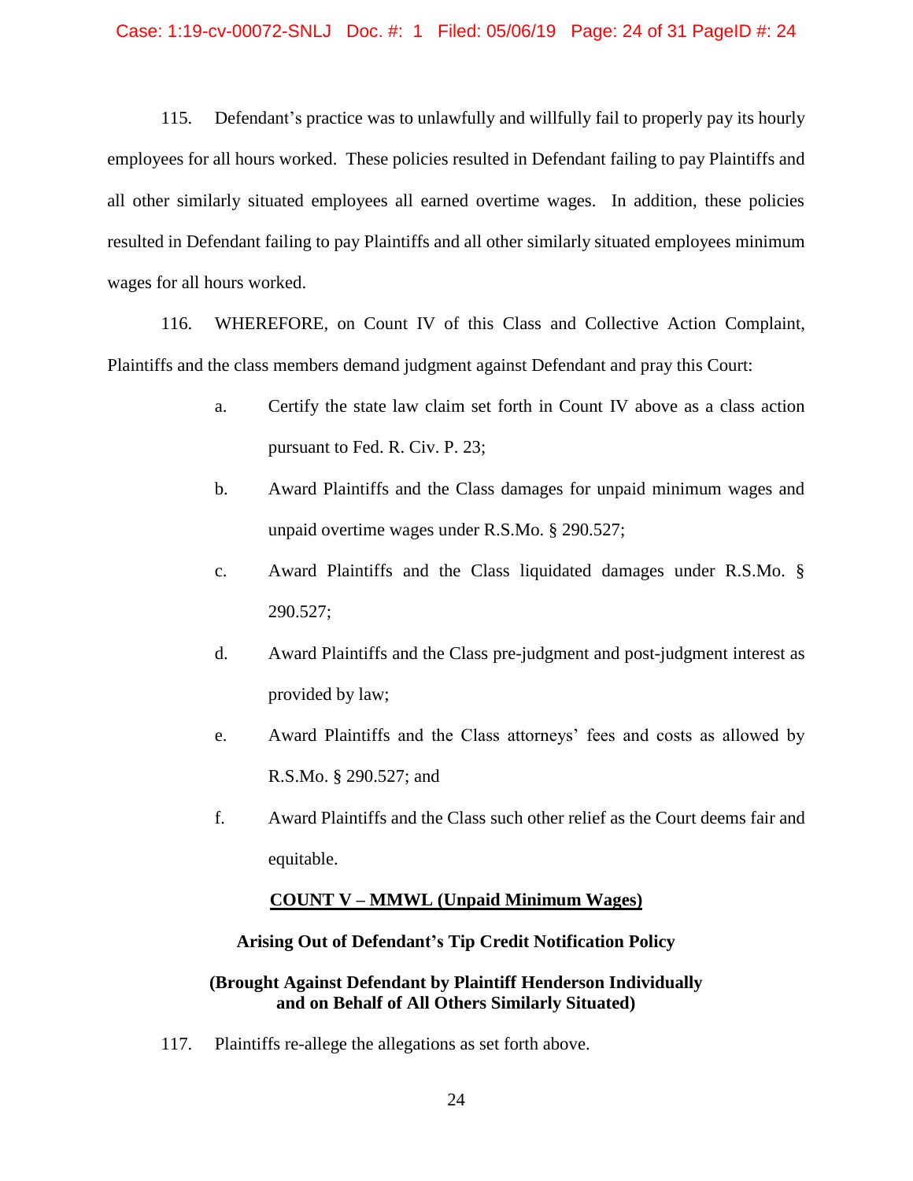115. Defendant's practice was to unlawfully and willfully fail to properly pay its hourly employees for all hours worked. These policies resulted in Defendant failing to pay Plaintiffs and all other similarly situated employees all earned overtime wages. In addition, these policies resulted in Defendant failing to pay Plaintiffs and all other similarly situated employees minimum wages for all hours worked.

116. WHEREFORE, on Count IV of this Class and Collective Action Complaint, Plaintiffs and the class members demand judgment against Defendant and pray this Court:

a. Certify the state law claim set forth in Count IV above as a class action pursuant to Fed. R. Civ. P. 23;

b. Award Plaintiffs and the Class damages for unpaid minimum wages and unpaid overtime wages under R.S.Mo. § 290.527;

c. Award Plaintiffs and the Class liquidated damages under R.S.Mo. § 290.527;

d. Award Plaintiffs and the Class pre-judgment and post-judgment interest as provided by law;

e. Award Plaintiffs and the Class attorneys' fees and costs as allowed by R.S.Mo. § 290.527; and

f. Award Plaintiffs and the Class such other relief as the Court deems fair and equitable.

## COUNT V – MMWL (Unpaid Minimum Wages)

### Arising Out of Defendant's Tip Credit Notification Policy

### (Brought Against Defendant by Plaintiff Henderson Individually and on Behalf of All Others Similarly Situated)

117. Plaintiffs re-allege the allegations as set forth above.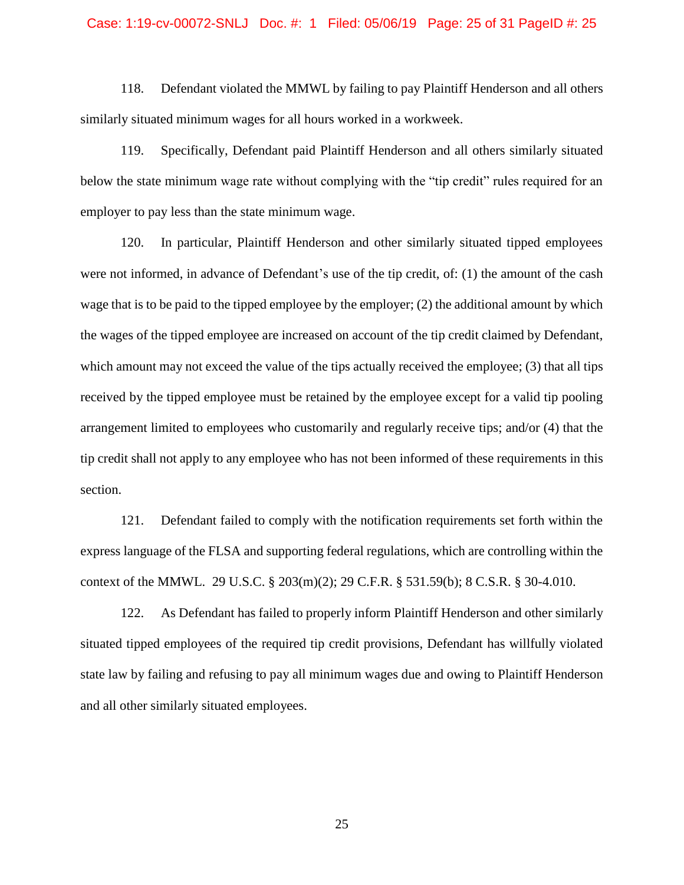118. Defendant violated the MMWL by failing to pay Plaintiff Henderson and all others similarly situated minimum wages for all hours worked in a workweek.

119. Specifically, Defendant paid Plaintiff Henderson and all others similarly situated below the state minimum wage rate without complying with the "tip credit" rules required for an employer to pay less than the state minimum wage.

120. In particular, Plaintiff Henderson and other similarly situated tipped employees were not informed, in advance of Defendant's use of the tip credit, of: (1) the amount of the cash wage that is to be paid to the tipped employee by the employer; (2) the additional amount by which the wages of the tipped employee are increased on account of the tip credit claimed by Defendant, which amount may not exceed the value of the tips actually received the employee; (3) that all tips received by the tipped employee must be retained by the employee except for a valid tip pooling arrangement limited to employees who customarily and regularly receive tips; and/or (4) that the tip credit shall not apply to any employee who has not been informed of these requirements in this section.

121. Defendant failed to comply with the notification requirements set forth within the express language of the FLSA and supporting federal regulations, which are controlling within the context of the MMWL. 29 U.S.C. § 203(m)(2); 29 C.F.R. § 531.59(b); 8 C.S.R. § 30-4.010.

122. As Defendant has failed to properly inform Plaintiff Henderson and other similarly situated tipped employees of the required tip credit provisions, Defendant has willfully violated state law by failing and refusing to pay all minimum wages due and owing to Plaintiff Henderson and all other similarly situated employees.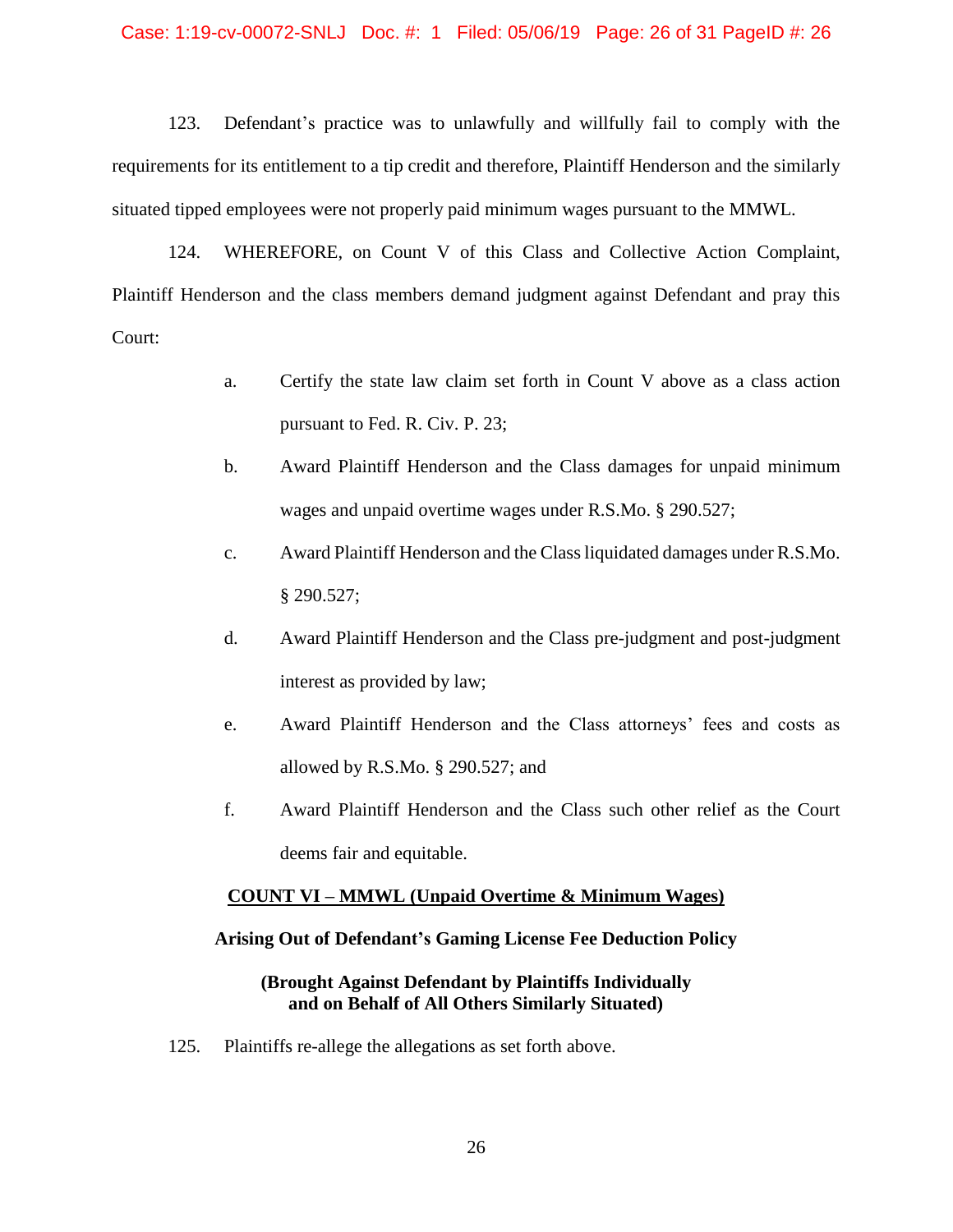123. Defendant's practice was to unlawfully and willfully fail to comply with the requirements for its entitlement to a tip credit and therefore, Plaintiff Henderson and the similarly situated tipped employees were not properly paid minimum wages pursuant to the MMWL.

124. WHEREFORE, on Count V of this Class and Collective Action Complaint, Plaintiff Henderson and the class members demand judgment against Defendant and pray this Court:

a. Certify the state law claim set forth in Count V above as a class action pursuant to Fed. R. Civ. P. 23;

b. Award Plaintiff Henderson and the Class damages for unpaid minimum wages and unpaid overtime wages under R.S.Mo. § 290.527;

c. Award Plaintiff Henderson and the Class liquidated damages under R.S.Mo. § 290.527;

d. Award Plaintiff Henderson and the Class pre-judgment and post-judgment interest as provided by law;

e. Award Plaintiff Henderson and the Class attorneys' fees and costs as allowed by R.S.Mo. § 290.527; and

f. Award Plaintiff Henderson and the Class such other relief as the Court deems fair and equitable.

**<u>COUNT VI – MMWL (Unpaid Overtime & Minimum Wages)</u>**

**Arising Out of Defendant's Gaming License Fee Deduction Policy**

**(Brought Against Defendant by Plaintiffs Individually and on Behalf of All Others Similarly Situated)**

125. Plaintiffs re-allege the allegations as set forth above.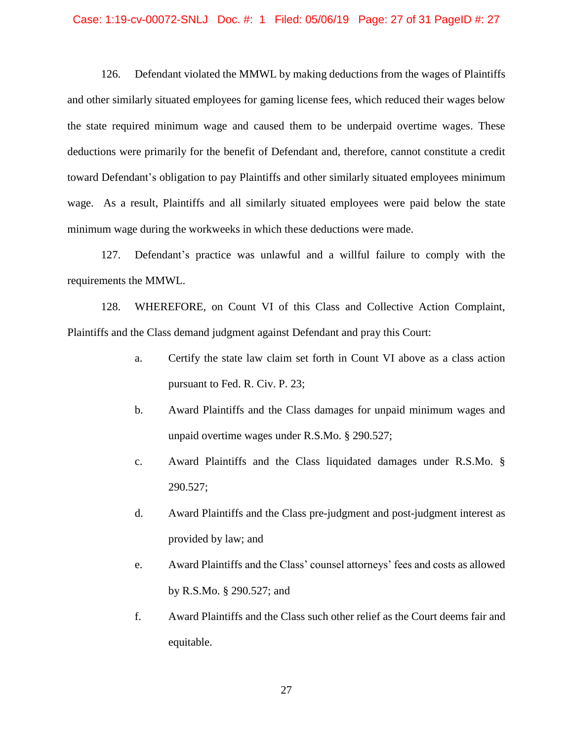126. Defendant violated the MMWL by making deductions from the wages of Plaintiffs and other similarly situated employees for gaming license fees, which reduced their wages below the state required minimum wage and caused them to be underpaid overtime wages. These deductions were primarily for the benefit of Defendant and, therefore, cannot constitute a credit toward Defendant's obligation to pay Plaintiffs and other similarly situated employees minimum wage. As a result, Plaintiffs and all similarly situated employees were paid below the state minimum wage during the workweeks in which these deductions were made.

127. Defendant's practice was unlawful and a willful failure to comply with the requirements the MMWL.

128. WHEREFORE, on Count VI of this Class and Collective Action Complaint, Plaintiffs and the Class demand judgment against Defendant and pray this Court:

a. Certify the state law claim set forth in Count VI above as a class action pursuant to Fed. R. Civ. P. 23;

b. Award Plaintiffs and the Class damages for unpaid minimum wages and unpaid overtime wages under R.S.Mo. § 290.527;

c. Award Plaintiffs and the Class liquidated damages under R.S.Mo. § 290.527;

d. Award Plaintiffs and the Class pre-judgment and post-judgment interest as provided by law; and

e. Award Plaintiffs and the Class' counsel attorneys' fees and costs as allowed by R.S.Mo. § 290.527; and

f. Award Plaintiffs and the Class such other relief as the Court deems fair and equitable.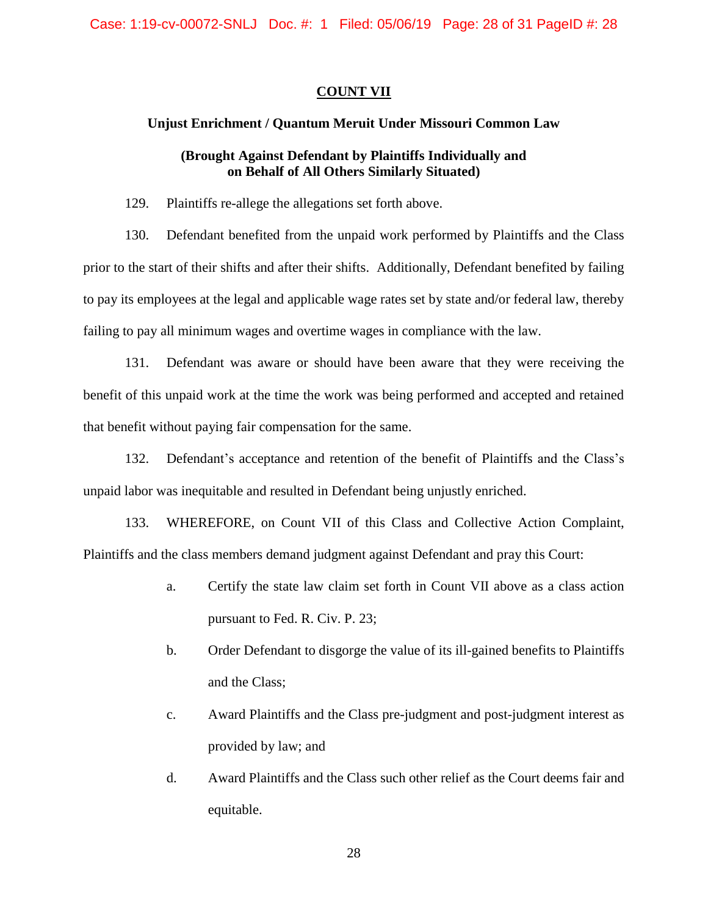## COUNT VII

**Unjust Enrichment / Quantum Meruit Under Missouri Common Law**

**(Brought Against Defendant by Plaintiffs Individually and on Behalf of All Others Similarly Situated)**

129. Plaintiffs re-allege the allegations set forth above.

130. Defendant benefited from the unpaid work performed by Plaintiffs and the Class prior to the start of their shifts and after their shifts. Additionally, Defendant benefited by failing to pay its employees at the legal and applicable wage rates set by state and/or federal law, thereby failing to pay all minimum wages and overtime wages in compliance with the law.

131. Defendant was aware or should have been aware that they were receiving the benefit of this unpaid work at the time the work was being performed and accepted and retained that benefit without paying fair compensation for the same.

132. Defendant's acceptance and retention of the benefit of Plaintiffs and the Class's unpaid labor was inequitable and resulted in Defendant being unjustly enriched.

133. WHEREFORE, on Count VII of this Class and Collective Action Complaint, Plaintiffs and the class members demand judgment against Defendant and pray this Court:

a. Certify the state law claim set forth in Count VII above as a class action pursuant to Fed. R. Civ. P. 23;

b. Order Defendant to disgorge the value of its ill-gained benefits to Plaintiffs and the Class;

c. Award Plaintiffs and the Class pre-judgment and post-judgment interest as provided by law; and

d. Award Plaintiffs and the Class such other relief as the Court deems fair and equitable.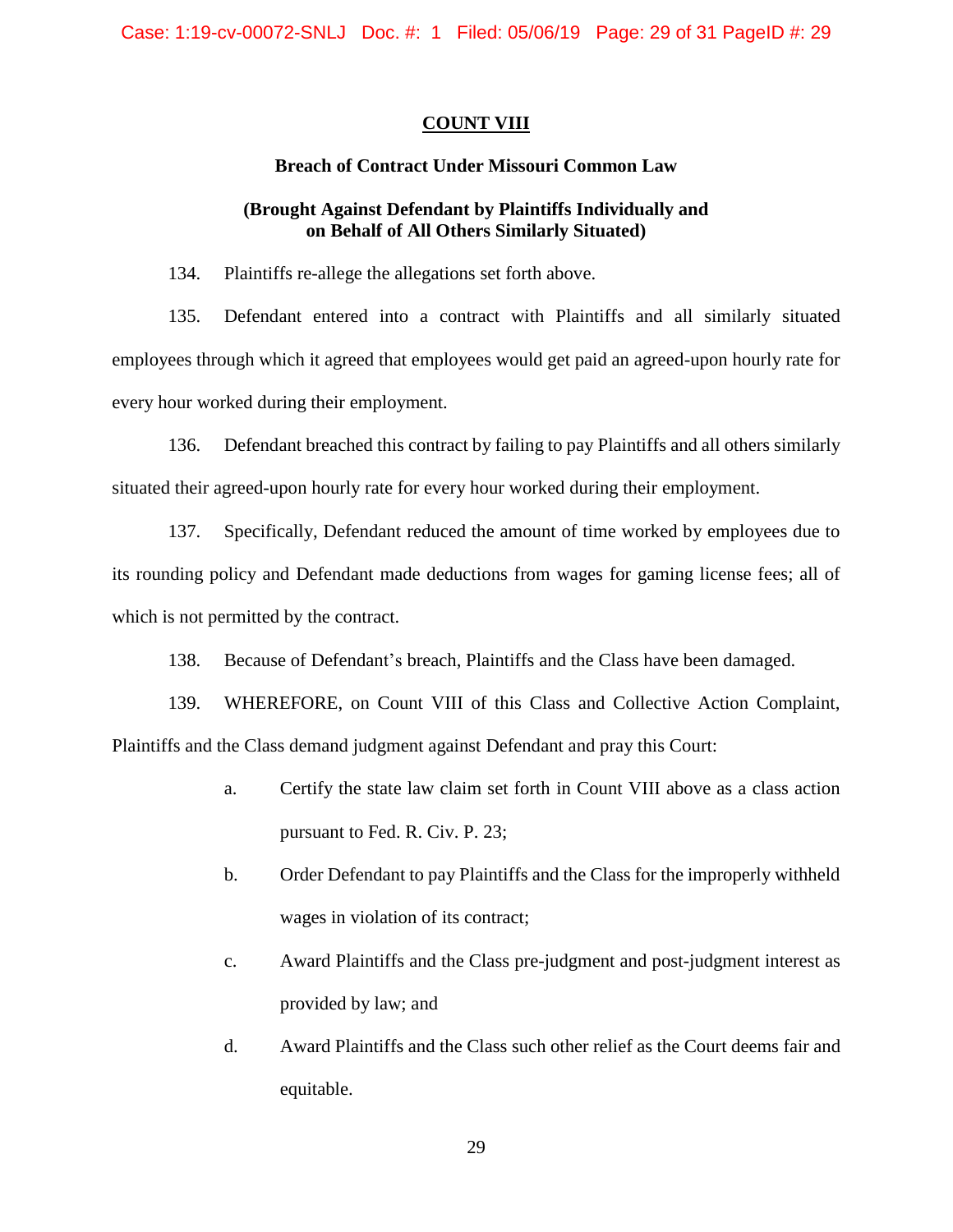## COUNT VIII

### Breach of Contract Under Missouri Common Law

### (Brought Against Defendant by Plaintiffs Individually and on Behalf of All Others Similarly Situated)

134. Plaintiffs re-allege the allegations set forth above.

135. Defendant entered into a contract with Plaintiffs and all similarly situated employees through which it agreed that employees would get paid an agreed-upon hourly rate for every hour worked during their employment.

136. Defendant breached this contract by failing to pay Plaintiffs and all others similarly situated their agreed-upon hourly rate for every hour worked during their employment.

137. Specifically, Defendant reduced the amount of time worked by employees due to its rounding policy and Defendant made deductions from wages for gaming license fees; all of which is not permitted by the contract.

138. Because of Defendant's breach, Plaintiffs and the Class have been damaged.

139. WHEREFORE, on Count VIII of this Class and Collective Action Complaint, Plaintiffs and the Class demand judgment against Defendant and pray this Court:

   a. Certify the state law claim set forth in Count VIII above as a class action pursuant to Fed. R. Civ. P. 23;

   b. Order Defendant to pay Plaintiffs and the Class for the improperly withheld wages in violation of its contract;

   c. Award Plaintiffs and the Class pre-judgment and post-judgment interest as provided by law; and

   d. Award Plaintiffs and the Class such other relief as the Court deems fair and equitable.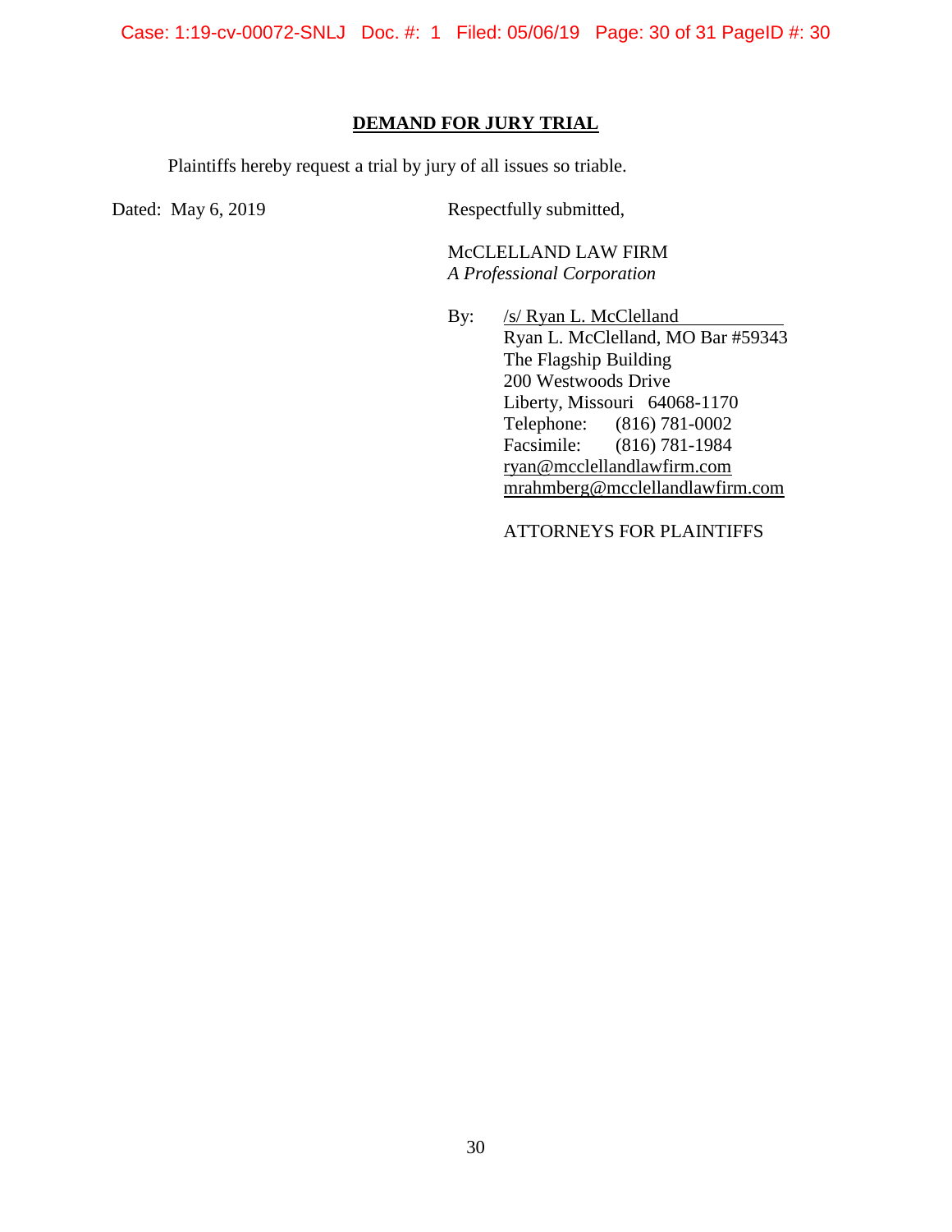**DEMAND FOR JURY TRIAL**

Plaintiffs hereby request a trial by jury of all issues so triable.

Dated: May 6, 2019

Respectfully submitted,

McCLELLAND LAW FIRM
*A Professional Corporation*

By: /s/ Ryan L. McClelland
Ryan L. McClelland, MO Bar #59343
The Flagship Building
200 Westwoods Drive
Liberty, Missouri 64068-1170
Telephone: (816) 781-0002
Facsimile: (816) 781-1984
ryan@mcclellandlawfirm.com
mrahmberg@mcclellandlawfirm.com

ATTORNEYS FOR PLAINTIFFS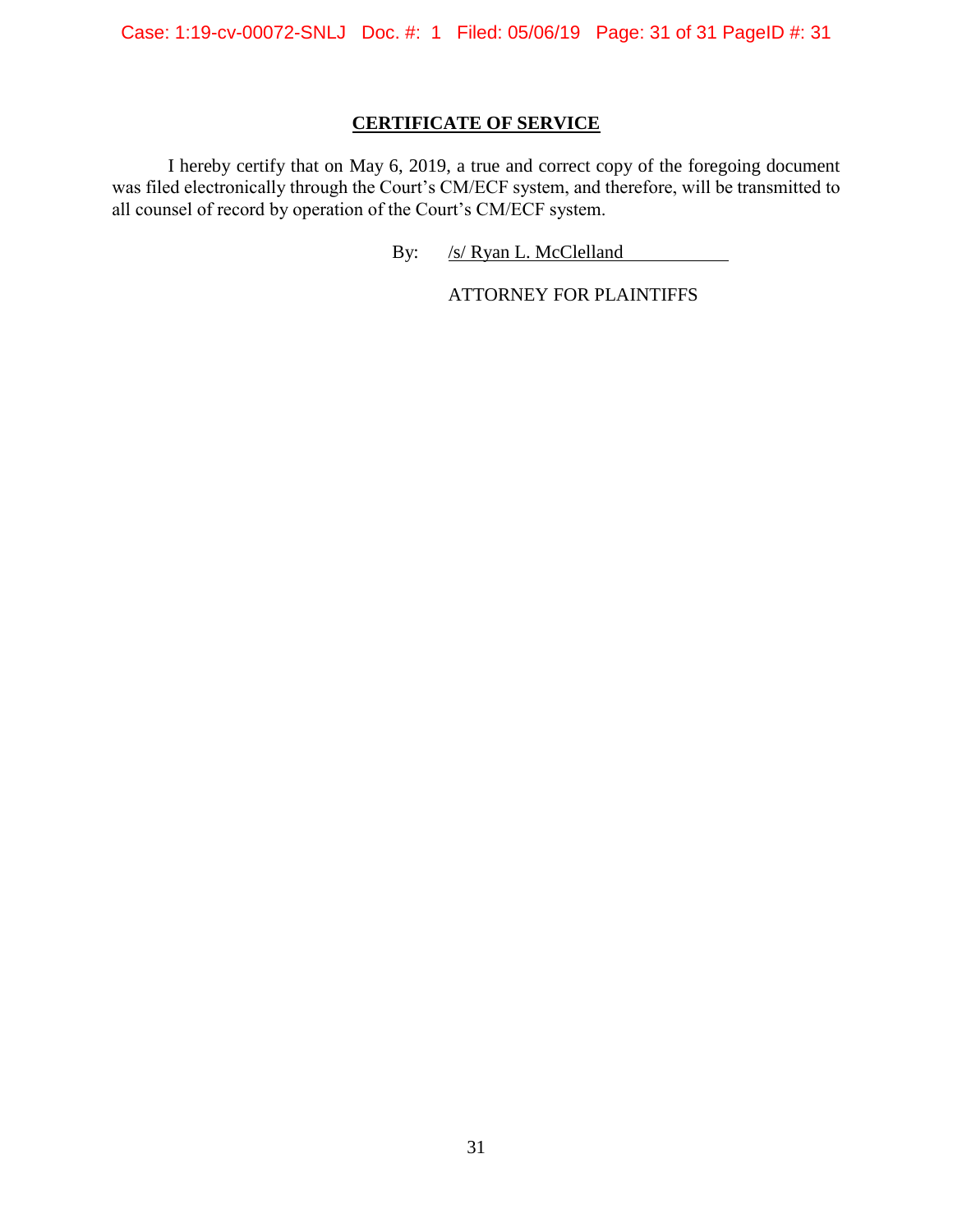## CERTIFICATE OF SERVICE

I hereby certify that on May 6, 2019, a true and correct copy of the foregoing document was filed electronically through the Court's CM/ECF system, and therefore, will be transmitted to all counsel of record by operation of the Court's CM/ECF system.

By: /s/ Ryan L. McClelland

ATTORNEY FOR PLAINTIFFS